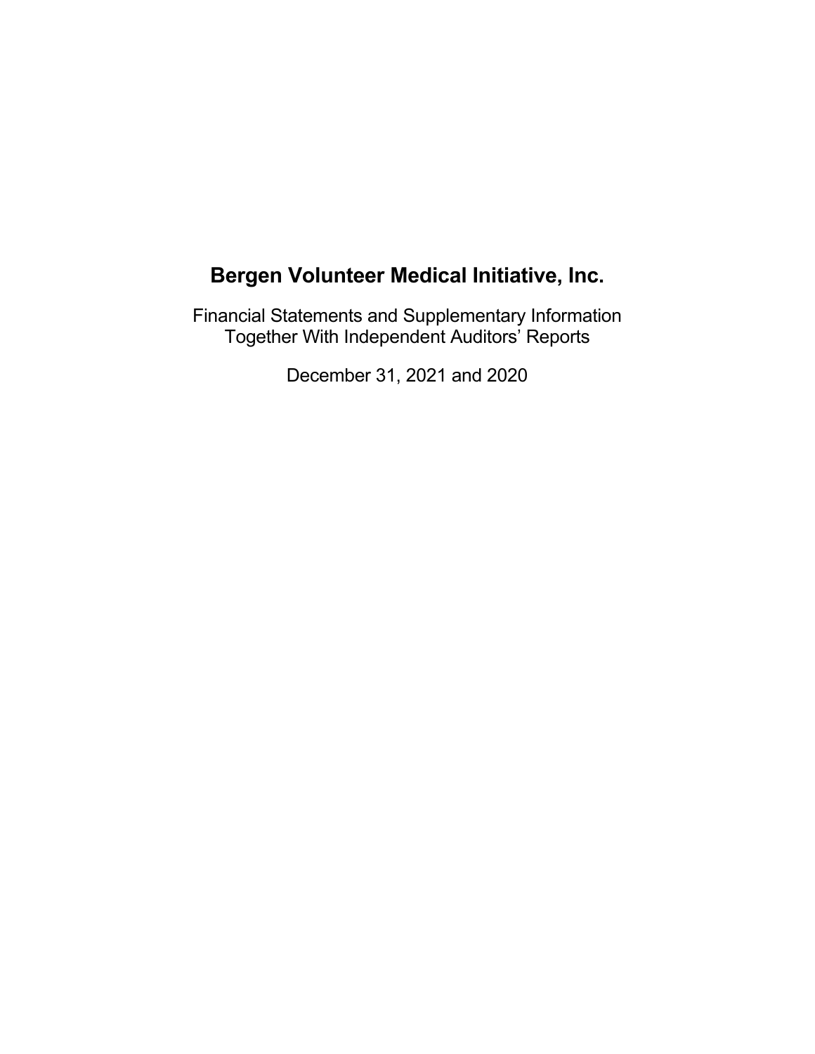# Bergen Volunteer Medical Initiative, Inc.

Financial Statements and Supplementary Information
Together With Independent Auditors' Reports

December 31, 2021 and 2020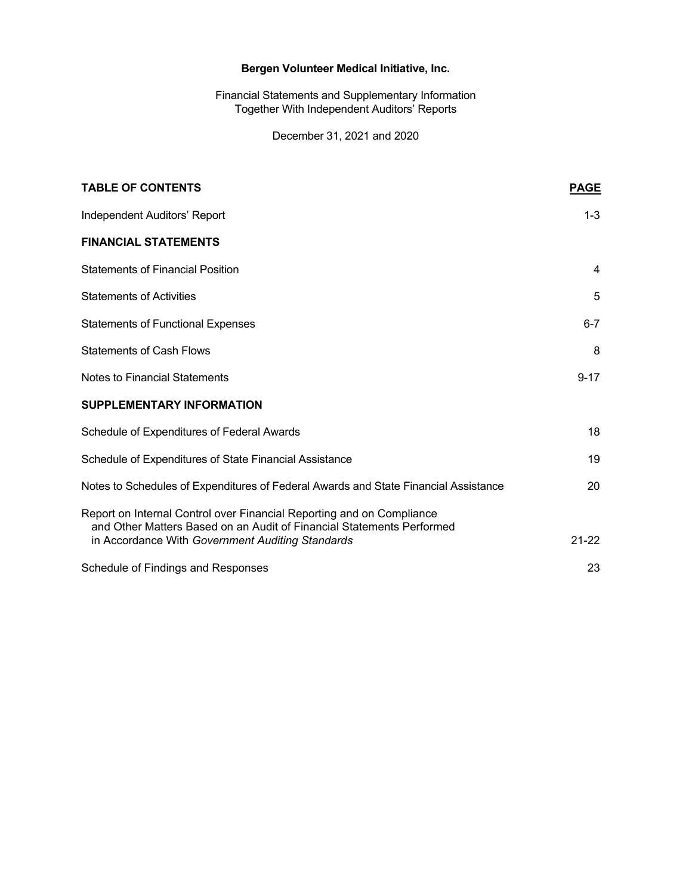**Bergen Volunteer Medical Initiative, Inc.**

Financial Statements and Supplementary Information
Together With Independent Auditors' Reports

December 31, 2021 and 2020

| **TABLE OF CONTENTS** | **PAGE** |
|---|---|
| Independent Auditors' Report | 1-3 |
| **FINANCIAL STATEMENTS** | |
| Statements of Financial Position | 4 |
| Statements of Activities | 5 |
| Statements of Functional Expenses | 6-7 |
| Statements of Cash Flows | 8 |
| Notes to Financial Statements | 9-17 |
| **SUPPLEMENTARY INFORMATION** | |
| Schedule of Expenditures of Federal Awards | 18 |
| Schedule of Expenditures of State Financial Assistance | 19 |
| Notes to Schedules of Expenditures of Federal Awards and State Financial Assistance | 20 |
| Report on Internal Control over Financial Reporting and on Compliance and Other Matters Based on an Audit of Financial Statements Performed in Accordance With *Government Auditing Standards* | 21-22 |
| Schedule of Findings and Responses | 23 |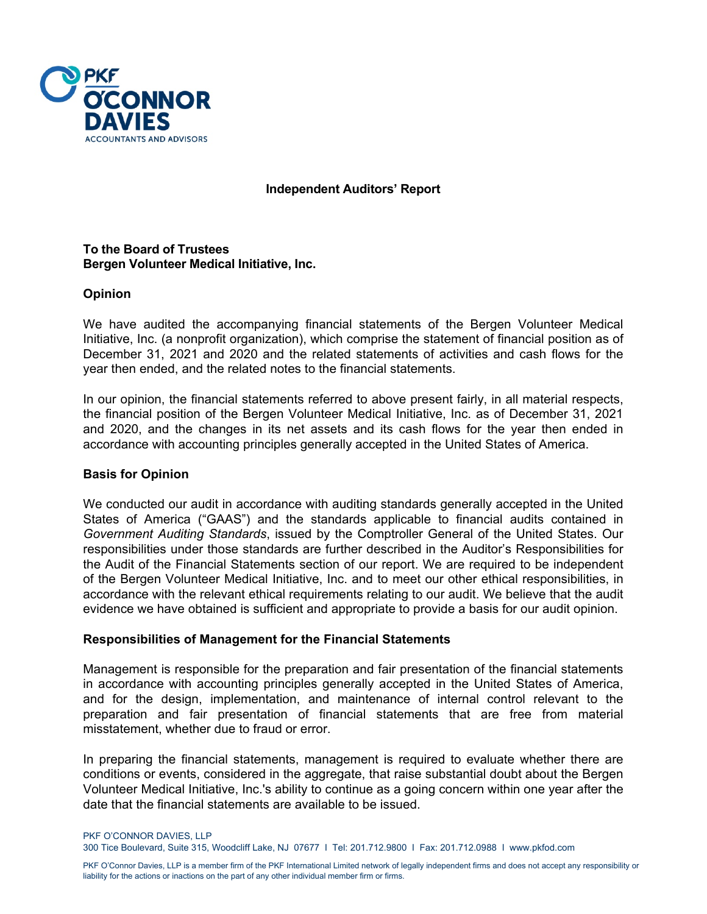PKF O'CONNOR DAVIES
ACCOUNTANTS AND ADVISORS

**Independent Auditors' Report**

**To the Board of Trustees**
**Bergen Volunteer Medical Initiative, Inc.**

## Opinion

We have audited the accompanying financial statements of the Bergen Volunteer Medical Initiative, Inc. (a nonprofit organization), which comprise the statement of financial position as of December 31, 2021 and 2020 and the related statements of activities and cash flows for the year then ended, and the related notes to the financial statements.

In our opinion, the financial statements referred to above present fairly, in all material respects, the financial position of the Bergen Volunteer Medical Initiative, Inc. as of December 31, 2021 and 2020, and the changes in its net assets and its cash flows for the year then ended in accordance with accounting principles generally accepted in the United States of America.

## Basis for Opinion

We conducted our audit in accordance with auditing standards generally accepted in the United States of America ("GAAS") and the standards applicable to financial audits contained in *Government Auditing Standards*, issued by the Comptroller General of the United States. Our responsibilities under those standards are further described in the Auditor's Responsibilities for the Audit of the Financial Statements section of our report. We are required to be independent of the Bergen Volunteer Medical Initiative, Inc. and to meet our other ethical responsibilities, in accordance with the relevant ethical requirements relating to our audit. We believe that the audit evidence we have obtained is sufficient and appropriate to provide a basis for our audit opinion.

## Responsibilities of Management for the Financial Statements

Management is responsible for the preparation and fair presentation of the financial statements in accordance with accounting principles generally accepted in the United States of America, and for the design, implementation, and maintenance of internal control relevant to the preparation and fair presentation of financial statements that are free from material misstatement, whether due to fraud or error.

In preparing the financial statements, management is required to evaluate whether there are conditions or events, considered in the aggregate, that raise substantial doubt about the Bergen Volunteer Medical Initiative, Inc.'s ability to continue as a going concern within one year after the date that the financial statements are available to be issued.

PKF O'CONNOR DAVIES, LLP
300 Tice Boulevard, Suite 315, Woodcliff Lake, NJ 07677 I Tel: 201.712.9800 I Fax: 201.712.0988 I www.pkfod.com

PKF O'Connor Davies, LLP is a member firm of the PKF International Limited network of legally independent firms and does not accept any responsibility or liability for the actions or inactions on the part of any other individual member firm or firms.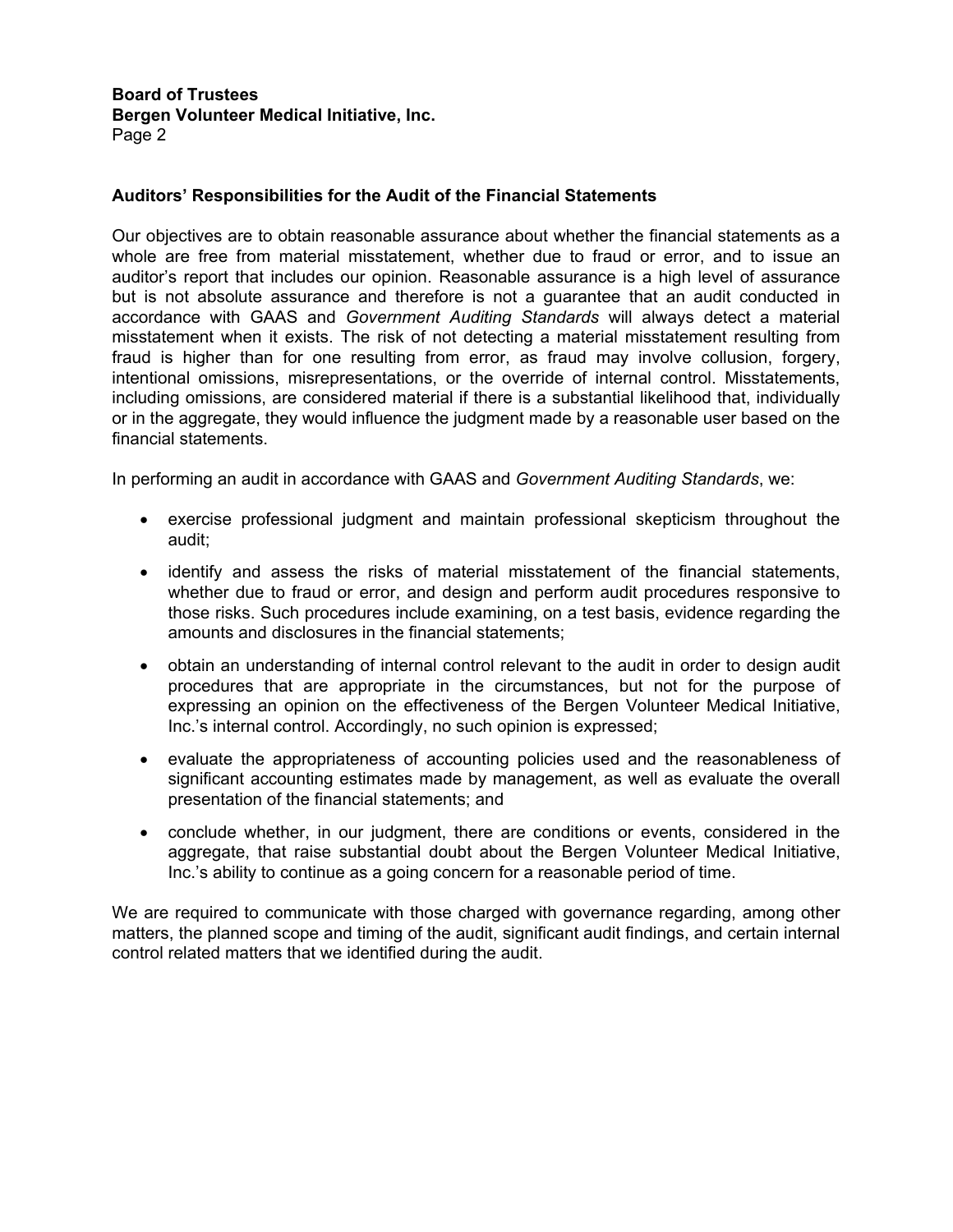## Auditors' Responsibilities for the Audit of the Financial Statements

Our objectives are to obtain reasonable assurance about whether the financial statements as a whole are free from material misstatement, whether due to fraud or error, and to issue an auditor's report that includes our opinion. Reasonable assurance is a high level of assurance but is not absolute assurance and therefore is not a guarantee that an audit conducted in accordance with GAAS and *Government Auditing Standards* will always detect a material misstatement when it exists. The risk of not detecting a material misstatement resulting from fraud is higher than for one resulting from error, as fraud may involve collusion, forgery, intentional omissions, misrepresentations, or the override of internal control. Misstatements, including omissions, are considered material if there is a substantial likelihood that, individually or in the aggregate, they would influence the judgment made by a reasonable user based on the financial statements.

In performing an audit in accordance with GAAS and *Government Auditing Standards*, we:

- exercise professional judgment and maintain professional skepticism throughout the audit;
- identify and assess the risks of material misstatement of the financial statements, whether due to fraud or error, and design and perform audit procedures responsive to those risks. Such procedures include examining, on a test basis, evidence regarding the amounts and disclosures in the financial statements;
- obtain an understanding of internal control relevant to the audit in order to design audit procedures that are appropriate in the circumstances, but not for the purpose of expressing an opinion on the effectiveness of the Bergen Volunteer Medical Initiative, Inc.'s internal control. Accordingly, no such opinion is expressed;
- evaluate the appropriateness of accounting policies used and the reasonableness of significant accounting estimates made by management, as well as evaluate the overall presentation of the financial statements; and
- conclude whether, in our judgment, there are conditions or events, considered in the aggregate, that raise substantial doubt about the Bergen Volunteer Medical Initiative, Inc.'s ability to continue as a going concern for a reasonable period of time.

We are required to communicate with those charged with governance regarding, among other matters, the planned scope and timing of the audit, significant audit findings, and certain internal control related matters that we identified during the audit.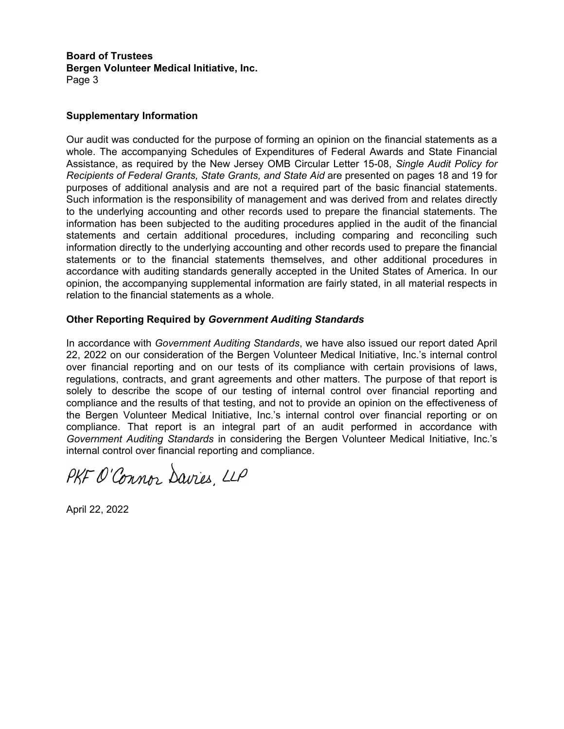**Board of Trustees**
**Bergen Volunteer Medical Initiative, Inc.**

## Supplementary Information

Our audit was conducted for the purpose of forming an opinion on the financial statements as a whole. The accompanying Schedules of Expenditures of Federal Awards and State Financial Assistance, as required by the New Jersey OMB Circular Letter 15-08, *Single Audit Policy for Recipients of Federal Grants, State Grants, and State Aid* are presented on pages 18 and 19 for purposes of additional analysis and are not a required part of the basic financial statements. Such information is the responsibility of management and was derived from and relates directly to the underlying accounting and other records used to prepare the financial statements. The information has been subjected to the auditing procedures applied in the audit of the financial statements and certain additional procedures, including comparing and reconciling such information directly to the underlying accounting and other records used to prepare the financial statements or to the financial statements themselves, and other additional procedures in accordance with auditing standards generally accepted in the United States of America. In our opinion, the accompanying supplemental information are fairly stated, in all material respects in relation to the financial statements as a whole.

## Other Reporting Required by *Government Auditing Standards*

In accordance with *Government Auditing Standards*, we have also issued our report dated April 22, 2022 on our consideration of the Bergen Volunteer Medical Initiative, Inc.'s internal control over financial reporting and on our tests of its compliance with certain provisions of laws, regulations, contracts, and grant agreements and other matters. The purpose of that report is solely to describe the scope of our testing of internal control over financial reporting and compliance and the results of that testing, and not to provide an opinion on the effectiveness of the Bergen Volunteer Medical Initiative, Inc.'s internal control over financial reporting or on compliance. That report is an integral part of an audit performed in accordance with *Government Auditing Standards* in considering the Bergen Volunteer Medical Initiative, Inc.'s internal control over financial reporting and compliance.

PKF O'Connor Davies, LLP

April 22, 2022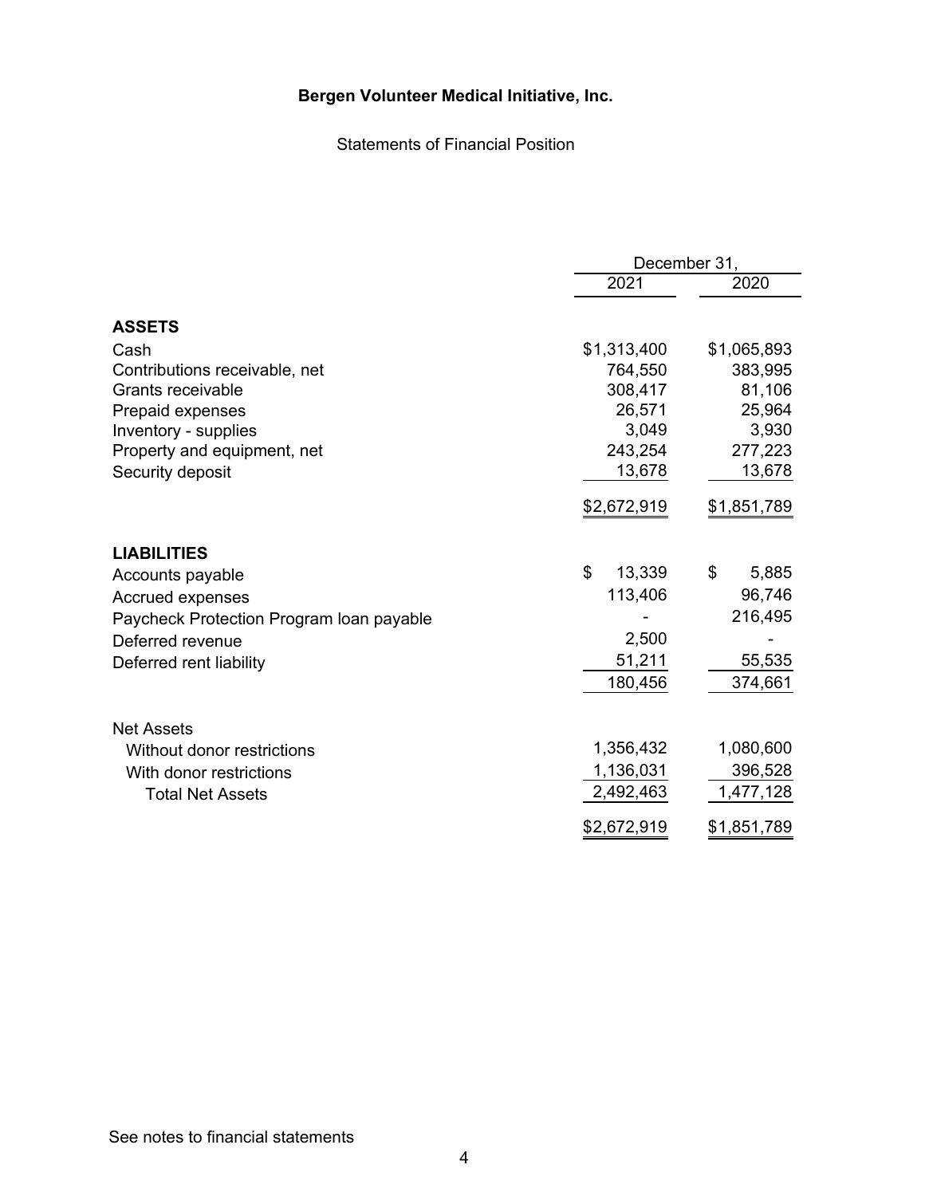**Bergen Volunteer Medical Initiative, Inc.**

Statements of Financial Position

| | December 31, | |
|---|---|---|
| | 2021 | 2020 |
| **ASSETS** | | |
| Cash | $1,313,400 | $1,065,893 |
| Contributions receivable, net | 764,550 | 383,995 |
| Grants receivable | 308,417 | 81,106 |
| Prepaid expenses | 26,571 | 25,964 |
| Inventory - supplies | 3,049 | 3,930 |
| Property and equipment, net | 243,254 | 277,223 |
| Security deposit | 13,678 | 13,678 |
| | $2,672,919 | $1,851,789 |
| **LIABILITIES** | | |
| Accounts payable | $ 13,339 | $ 5,885 |
| Accrued expenses | 113,406 | 96,746 |
| Paycheck Protection Program loan payable | - | 216,495 |
| Deferred revenue | 2,500 | - |
| Deferred rent liability | 51,211 | 55,535 |
| | 180,456 | 374,661 |
| Net Assets | | |
| Without donor restrictions | 1,356,432 | 1,080,600 |
| With donor restrictions | 1,136,031 | 396,528 |
| Total Net Assets | 2,492,463 | 1,477,128 |
| | $2,672,919 | $1,851,789 |

See notes to financial statements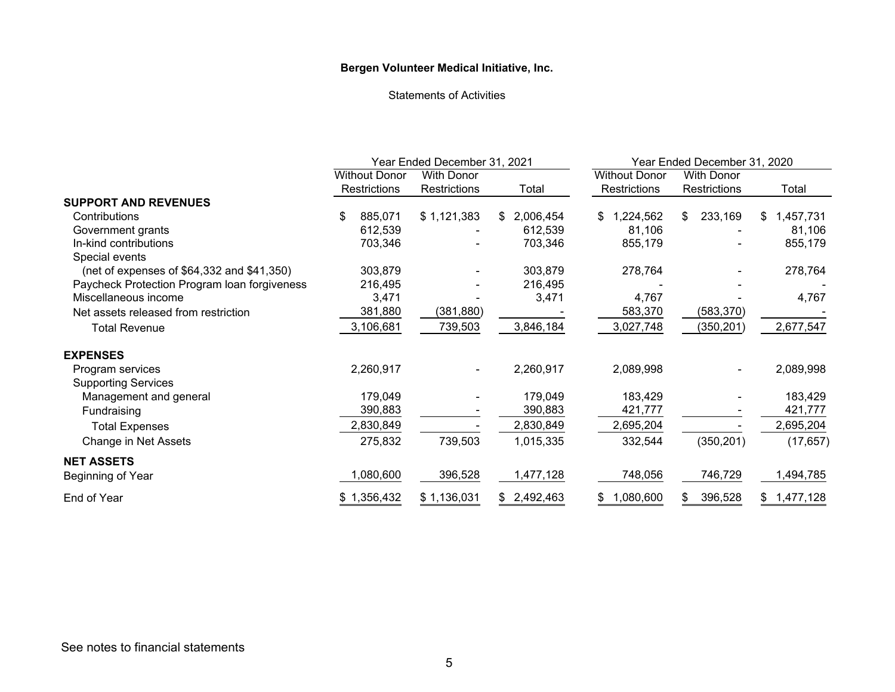**Bergen Volunteer Medical Initiative, Inc.**

Statements of Activities

| | Year Ended December 31, 2021 | | | Year Ended December 31, 2020 | | |
|---|---|---|---|---|---|---|
| | Without Donor Restrictions | With Donor Restrictions | Total | Without Donor Restrictions | With Donor Restrictions | Total |
| **SUPPORT AND REVENUES** | | | | | | |
| Contributions | $ 885,071 | $ 1,121,383 | $ 2,006,454 | $ 1,224,562 | $ 233,169 | $ 1,457,731 |
| Government grants | 612,539 | - | 612,539 | 81,106 | - | 81,106 |
| In-kind contributions | 703,346 | - | 703,346 | 855,179 | - | 855,179 |
| Special events | | | | | | |
| (net of expenses of $64,332 and $41,350) | 303,879 | - | 303,879 | 278,764 | - | 278,764 |
| Paycheck Protection Program loan forgiveness | 216,495 | - | 216,495 | - | - | - |
| Miscellaneous income | 3,471 | - | 3,471 | 4,767 | - | 4,767 |
| Net assets released from restriction | 381,880 | (381,880) | - | 583,370 | (583,370) | - |
| Total Revenue | 3,106,681 | 739,503 | 3,846,184 | 3,027,748 | (350,201) | 2,677,547 |
| **EXPENSES** | | | | | | |
| Program services | 2,260,917 | - | 2,260,917 | 2,089,998 | - | 2,089,998 |
| Supporting Services | | | | | | |
| Management and general | 179,049 | - | 179,049 | 183,429 | - | 183,429 |
| Fundraising | 390,883 | - | 390,883 | 421,777 | - | 421,777 |
| Total Expenses | 2,830,849 | - | 2,830,849 | 2,695,204 | - | 2,695,204 |
| Change in Net Assets | 275,832 | 739,503 | 1,015,335 | 332,544 | (350,201) | (17,657) |
| **NET ASSETS** | | | | | | |
| Beginning of Year | 1,080,600 | 396,528 | 1,477,128 | 748,056 | 746,729 | 1,494,785 |
| End of Year | $ 1,356,432 | $ 1,136,031 | $ 2,492,463 | $ 1,080,600 | $ 396,528 | $ 1,477,128 |

See notes to financial statements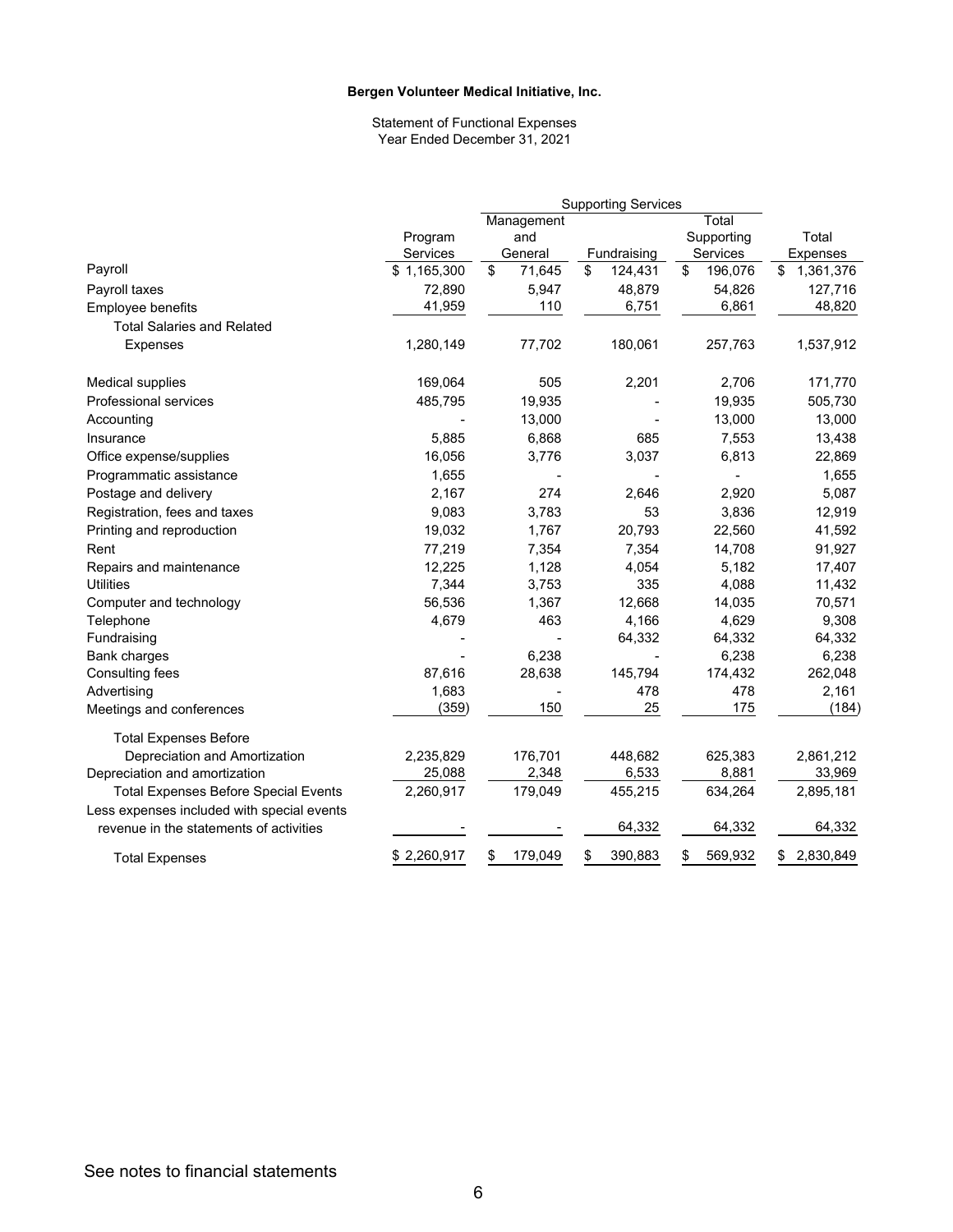**Bergen Volunteer Medical Initiative, Inc.**

Statement of Functional Expenses
Year Ended December 31, 2021

| | | Supporting Services | | | |
|---|---|---|---|---|---|
| | Program Services | Management and General | Fundraising | Total Supporting Services | Total Expenses |
| Payroll | $ 1,165,300 | $ 71,645 | $ 124,431 | $ 196,076 | $ 1,361,376 |
| Payroll taxes | 72,890 | 5,947 | 48,879 | 54,826 | 127,716 |
| Employee benefits | 41,959 | 110 | 6,751 | 6,861 | 48,820 |
| Total Salaries and Related Expenses | 1,280,149 | 77,702 | 180,061 | 257,763 | 1,537,912 |
| Medical supplies | 169,064 | 505 | 2,201 | 2,706 | 171,770 |
| Professional services | 485,795 | 19,935 | - | 19,935 | 505,730 |
| Accounting | - | 13,000 | - | 13,000 | 13,000 |
| Insurance | 5,885 | 6,868 | 685 | 7,553 | 13,438 |
| Office expense/supplies | 16,056 | 3,776 | 3,037 | 6,813 | 22,869 |
| Programmatic assistance | 1,655 | - | - | - | 1,655 |
| Postage and delivery | 2,167 | 274 | 2,646 | 2,920 | 5,087 |
| Registration, fees and taxes | 9,083 | 3,783 | 53 | 3,836 | 12,919 |
| Printing and reproduction | 19,032 | 1,767 | 20,793 | 22,560 | 41,592 |
| Rent | 77,219 | 7,354 | 7,354 | 14,708 | 91,927 |
| Repairs and maintenance | 12,225 | 1,128 | 4,054 | 5,182 | 17,407 |
| Utilities | 7,344 | 3,753 | 335 | 4,088 | 11,432 |
| Computer and technology | 56,536 | 1,367 | 12,668 | 14,035 | 70,571 |
| Telephone | 4,679 | 463 | 4,166 | 4,629 | 9,308 |
| Fundraising | - | - | 64,332 | 64,332 | 64,332 |
| Bank charges | - | 6,238 | - | 6,238 | 6,238 |
| Consulting fees | 87,616 | 28,638 | 145,794 | 174,432 | 262,048 |
| Advertising | 1,683 | - | 478 | 478 | 2,161 |
| Meetings and conferences | (359) | 150 | 25 | 175 | (184) |
| Total Expenses Before Depreciation and Amortization | 2,235,829 | 176,701 | 448,682 | 625,383 | 2,861,212 |
| Depreciation and amortization | 25,088 | 2,348 | 6,533 | 8,881 | 33,969 |
| Total Expenses Before Special Events | 2,260,917 | 179,049 | 455,215 | 634,264 | 2,895,181 |
| Less expenses included with special events revenue in the statements of activities | - | - | 64,332 | 64,332 | 64,332 |
| Total Expenses | $ 2,260,917 | $ 179,049 | $ 390,883 | $ 569,932 | $ 2,830,849 |

See notes to financial statements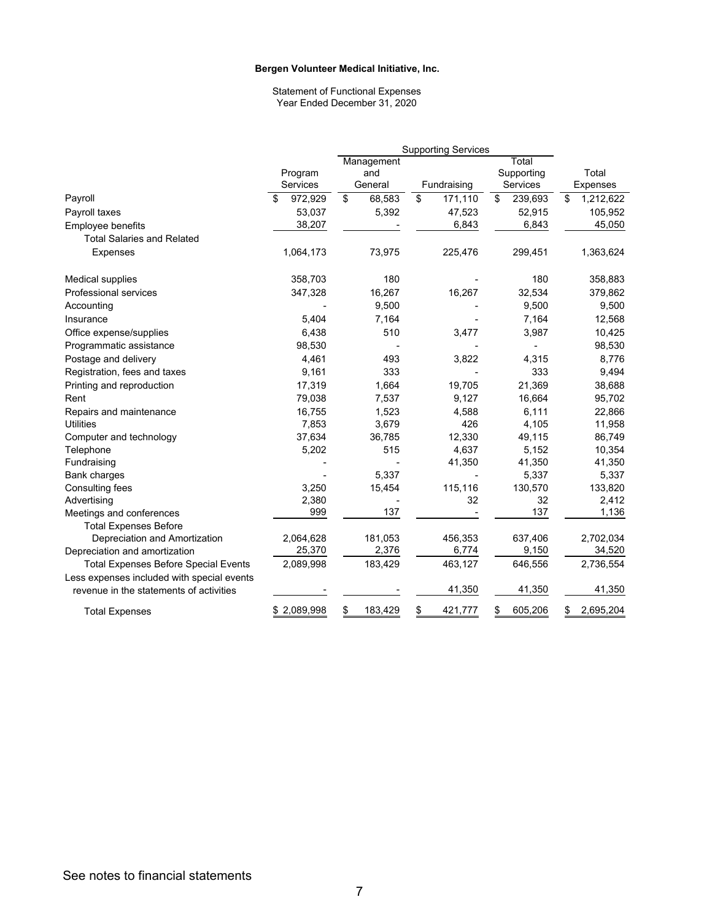**Bergen Volunteer Medical Initiative, Inc.**

Statement of Functional Expenses
Year Ended December 31, 2020

| | | Supporting Services | | | |
|---|---|---|---|---|---|
| | Program Services | Management and General | Fundraising | Total Supporting Services | Total Expenses |
| Payroll | $ 972,929 | $ 68,583 | $ 171,110 | $ 239,693 | $ 1,212,622 |
| Payroll taxes | 53,037 | 5,392 | 47,523 | 52,915 | 105,952 |
| Employee benefits | 38,207 | - | 6,843 | 6,843 | 45,050 |
| Total Salaries and Related Expenses | 1,064,173 | 73,975 | 225,476 | 299,451 | 1,363,624 |
| Medical supplies | 358,703 | 180 | - | 180 | 358,883 |
| Professional services | 347,328 | 16,267 | 16,267 | 32,534 | 379,862 |
| Accounting | - | 9,500 | - | 9,500 | 9,500 |
| Insurance | 5,404 | 7,164 | - | 7,164 | 12,568 |
| Office expense/supplies | 6,438 | 510 | 3,477 | 3,987 | 10,425 |
| Programmatic assistance | 98,530 | - | - | - | 98,530 |
| Postage and delivery | 4,461 | 493 | 3,822 | 4,315 | 8,776 |
| Registration, fees and taxes | 9,161 | 333 | - | 333 | 9,494 |
| Printing and reproduction | 17,319 | 1,664 | 19,705 | 21,369 | 38,688 |
| Rent | 79,038 | 7,537 | 9,127 | 16,664 | 95,702 |
| Repairs and maintenance | 16,755 | 1,523 | 4,588 | 6,111 | 22,866 |
| Utilities | 7,853 | 3,679 | 426 | 4,105 | 11,958 |
| Computer and technology | 37,634 | 36,785 | 12,330 | 49,115 | 86,749 |
| Telephone | 5,202 | 515 | 4,637 | 5,152 | 10,354 |
| Fundraising | - | - | 41,350 | 41,350 | 41,350 |
| Bank charges | - | 5,337 | - | 5,337 | 5,337 |
| Consulting fees | 3,250 | 15,454 | 115,116 | 130,570 | 133,820 |
| Advertising | 2,380 | - | 32 | 32 | 2,412 |
| Meetings and conferences | 999 | 137 | - | 137 | 1,136 |
| Total Expenses Before Depreciation and Amortization | 2,064,628 | 181,053 | 456,353 | 637,406 | 2,702,034 |
| Depreciation and amortization | 25,370 | 2,376 | 6,774 | 9,150 | 34,520 |
| Total Expenses Before Special Events | 2,089,998 | 183,429 | 463,127 | 646,556 | 2,736,554 |
| Less expenses included with special events revenue in the statements of activities | - | - | 41,350 | 41,350 | 41,350 |
| Total Expenses | $ 2,089,998 | $ 183,429 | $ 421,777 | $ 605,206 | $ 2,695,204 |

See notes to financial statements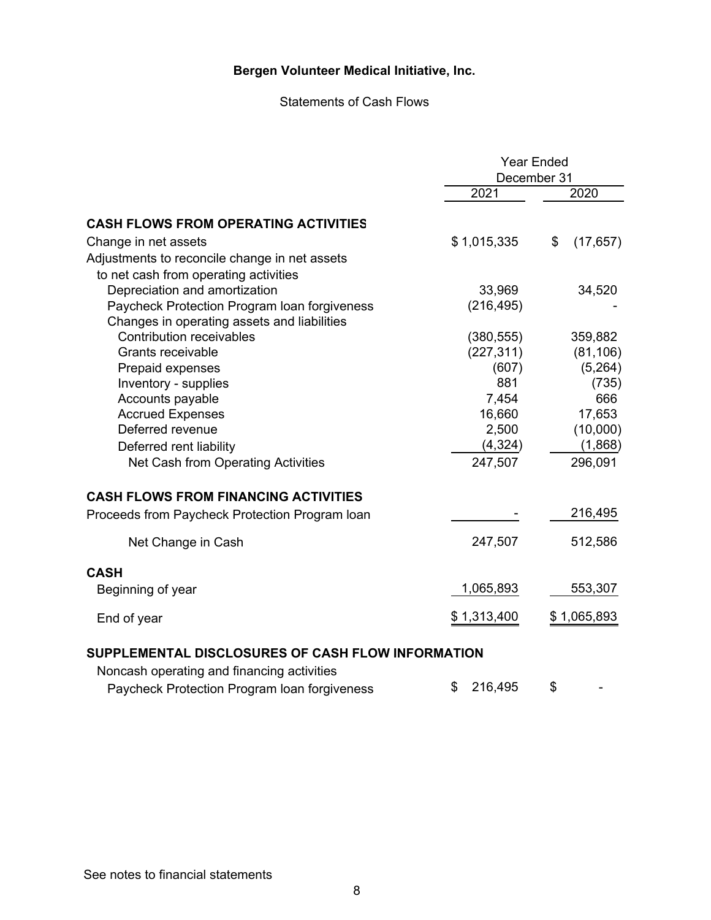# Bergen Volunteer Medical Initiative, Inc.

Statements of Cash Flows

| | Year Ended December 31 | |
|---|---|---|
| | 2021 | 2020 |
| **CASH FLOWS FROM OPERATING ACTIVITIES** | | |
| Change in net assets | $ 1,015,335 | $ (17,657) |
| Adjustments to reconcile change in net assets to net cash from operating activities | | |
| Depreciation and amortization | 33,969 | 34,520 |
| Paycheck Protection Program loan forgiveness | (216,495) | - |
| Changes in operating assets and liabilities | | |
| Contribution receivables | (380,555) | 359,882 |
| Grants receivable | (227,311) | (81,106) |
| Prepaid expenses | (607) | (5,264) |
| Inventory - supplies | 881 | (735) |
| Accounts payable | 7,454 | 666 |
| Accrued Expenses | 16,660 | 17,653 |
| Deferred revenue | 2,500 | (10,000) |
| Deferred rent liability | (4,324) | (1,868) |
| Net Cash from Operating Activities | 247,507 | 296,091 |
| **CASH FLOWS FROM FINANCING ACTIVITIES** | | |
| Proceeds from Paycheck Protection Program loan | - | 216,495 |
| Net Change in Cash | 247,507 | 512,586 |
| **CASH** | | |
| Beginning of year | 1,065,893 | 553,307 |
| End of year | $ 1,313,400 | $ 1,065,893 |
| **SUPPLEMENTAL DISCLOSURES OF CASH FLOW INFORMATION** | | |
| Noncash operating and financing activities | | |
| Paycheck Protection Program loan forgiveness | $ 216,495 | $ - |

See notes to financial statements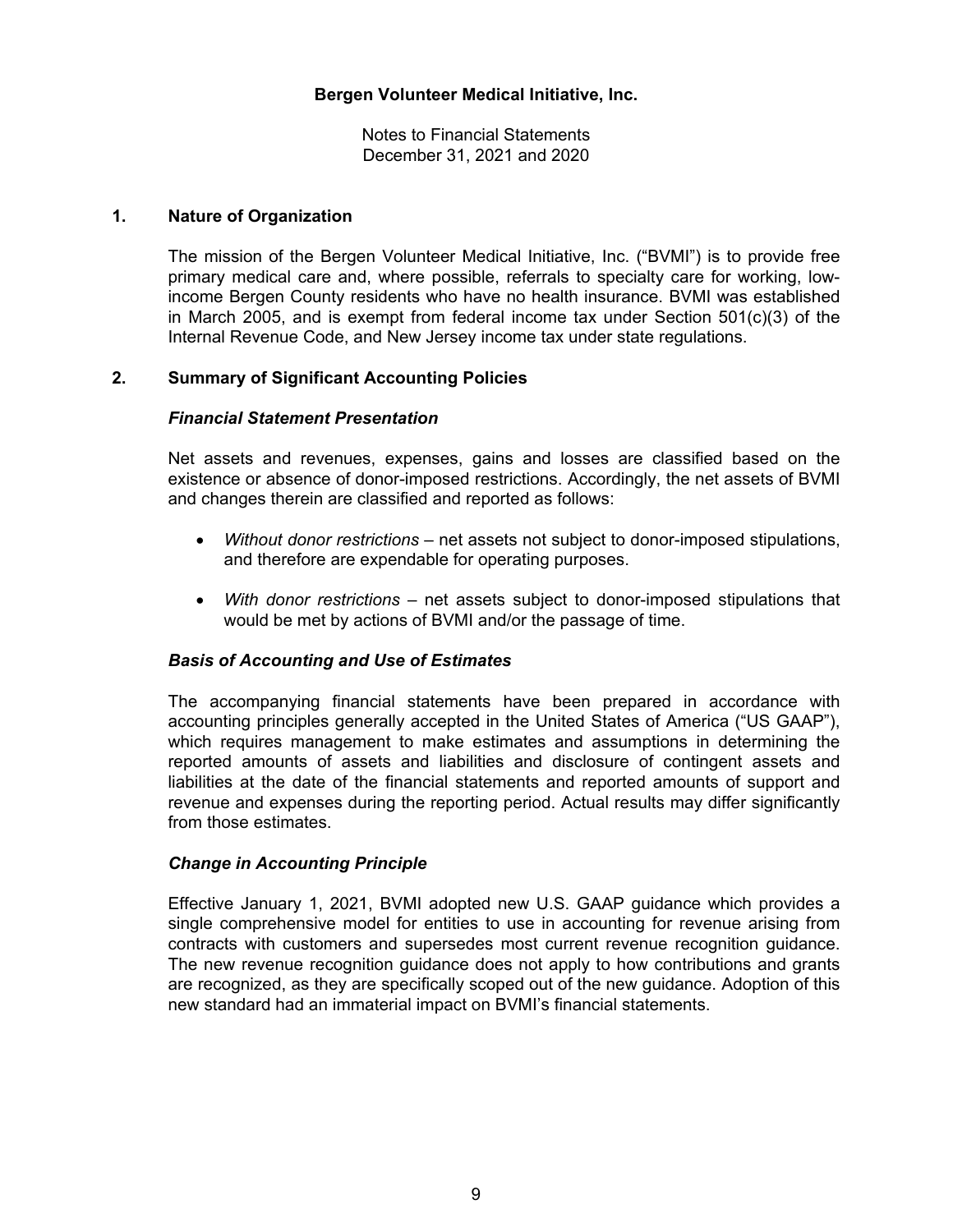**Bergen Volunteer Medical Initiative, Inc.**

Notes to Financial Statements
December 31, 2021 and 2020

## 1. Nature of Organization

The mission of the Bergen Volunteer Medical Initiative, Inc. ("BVMI") is to provide free primary medical care and, where possible, referrals to specialty care for working, low-income Bergen County residents who have no health insurance. BVMI was established in March 2005, and is exempt from federal income tax under Section 501(c)(3) of the Internal Revenue Code, and New Jersey income tax under state regulations.

## 2. Summary of Significant Accounting Policies

### *Financial Statement Presentation*

Net assets and revenues, expenses, gains and losses are classified based on the existence or absence of donor-imposed restrictions. Accordingly, the net assets of BVMI and changes therein are classified and reported as follows:

- *Without donor restrictions* – net assets not subject to donor-imposed stipulations, and therefore are expendable for operating purposes.
- *With donor restrictions* – net assets subject to donor-imposed stipulations that would be met by actions of BVMI and/or the passage of time.

### *Basis of Accounting and Use of Estimates*

The accompanying financial statements have been prepared in accordance with accounting principles generally accepted in the United States of America ("US GAAP"), which requires management to make estimates and assumptions in determining the reported amounts of assets and liabilities and disclosure of contingent assets and liabilities at the date of the financial statements and reported amounts of support and revenue and expenses during the reporting period. Actual results may differ significantly from those estimates.

### *Change in Accounting Principle*

Effective January 1, 2021, BVMI adopted new U.S. GAAP guidance which provides a single comprehensive model for entities to use in accounting for revenue arising from contracts with customers and supersedes most current revenue recognition guidance. The new revenue recognition guidance does not apply to how contributions and grants are recognized, as they are specifically scoped out of the new guidance. Adoption of this new standard had an immaterial impact on BVMI's financial statements.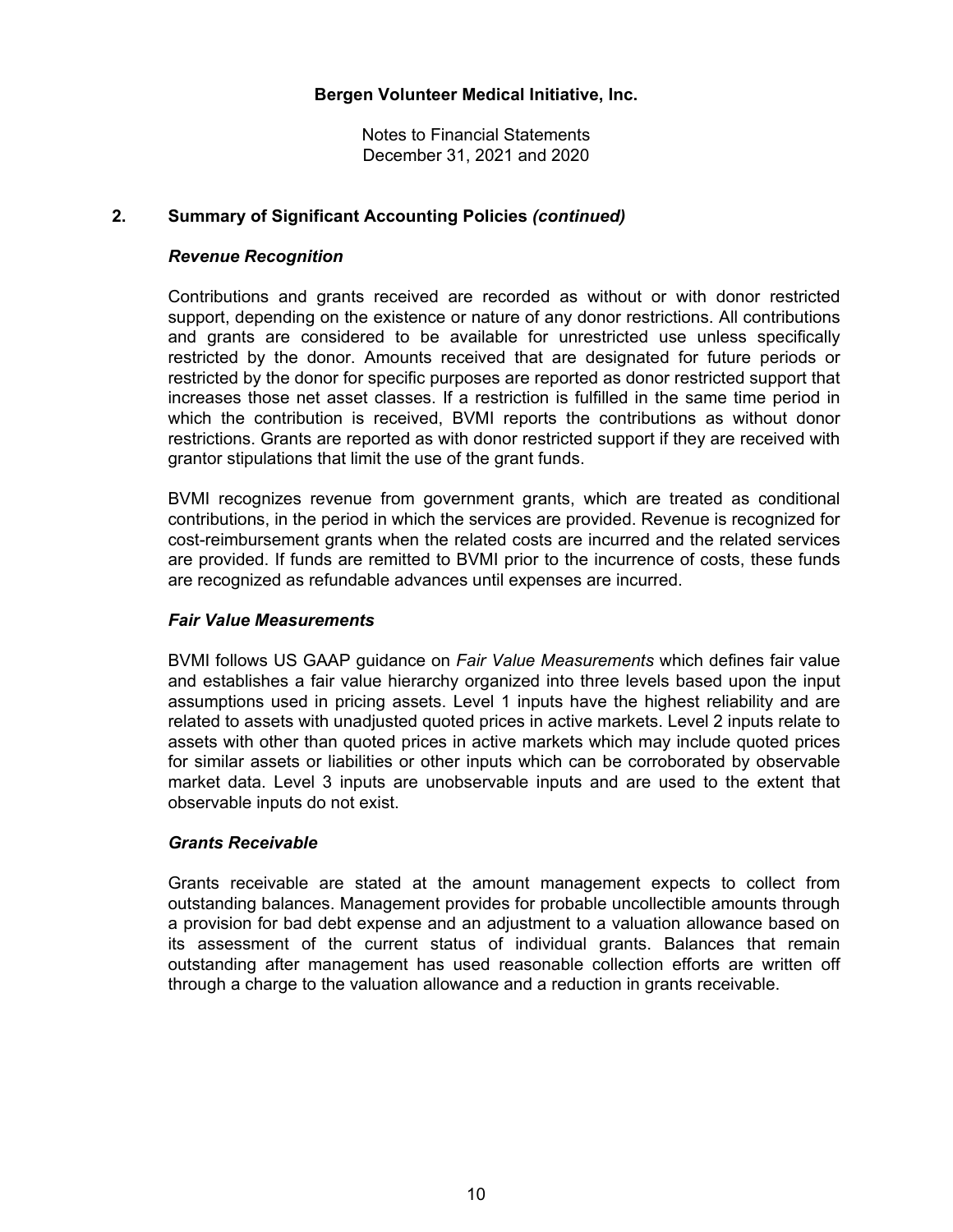## 2. Summary of Significant Accounting Policies *(continued)*

### *Revenue Recognition*

Contributions and grants received are recorded as without or with donor restricted support, depending on the existence or nature of any donor restrictions. All contributions and grants are considered to be available for unrestricted use unless specifically restricted by the donor. Amounts received that are designated for future periods or restricted by the donor for specific purposes are reported as donor restricted support that increases those net asset classes. If a restriction is fulfilled in the same time period in which the contribution is received, BVMI reports the contributions as without donor restrictions. Grants are reported as with donor restricted support if they are received with grantor stipulations that limit the use of the grant funds.

BVMI recognizes revenue from government grants, which are treated as conditional contributions, in the period in which the services are provided. Revenue is recognized for cost-reimbursement grants when the related costs are incurred and the related services are provided. If funds are remitted to BVMI prior to the incurrence of costs, these funds are recognized as refundable advances until expenses are incurred.

### *Fair Value Measurements*

BVMI follows US GAAP guidance on *Fair Value Measurements* which defines fair value and establishes a fair value hierarchy organized into three levels based upon the input assumptions used in pricing assets. Level 1 inputs have the highest reliability and are related to assets with unadjusted quoted prices in active markets. Level 2 inputs relate to assets with other than quoted prices in active markets which may include quoted prices for similar assets or liabilities or other inputs which can be corroborated by observable market data. Level 3 inputs are unobservable inputs and are used to the extent that observable inputs do not exist.

### *Grants Receivable*

Grants receivable are stated at the amount management expects to collect from outstanding balances. Management provides for probable uncollectible amounts through a provision for bad debt expense and an adjustment to a valuation allowance based on its assessment of the current status of individual grants. Balances that remain outstanding after management has used reasonable collection efforts are written off through a charge to the valuation allowance and a reduction in grants receivable.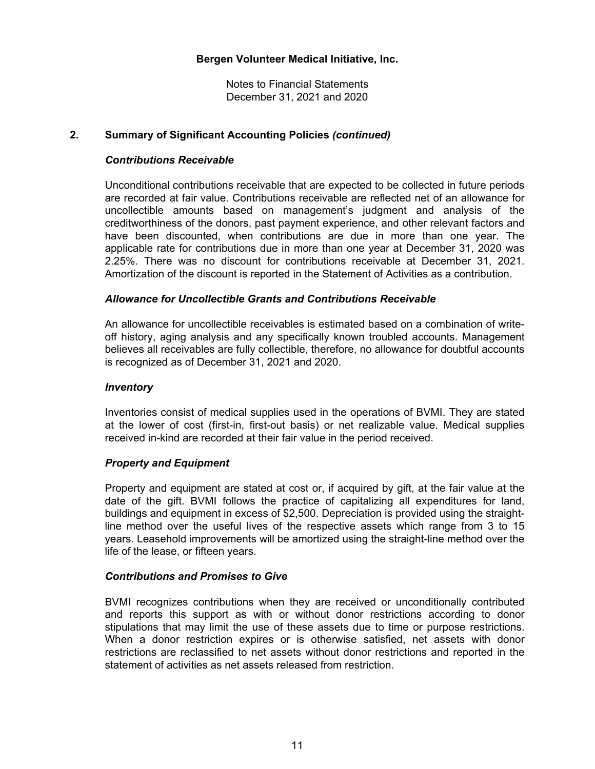**Bergen Volunteer Medical Initiative, Inc.**

Notes to Financial Statements
December 31, 2021 and 2020

## 2. Summary of Significant Accounting Policies *(continued)*

### *Contributions Receivable*

Unconditional contributions receivable that are expected to be collected in future periods are recorded at fair value. Contributions receivable are reflected net of an allowance for uncollectible amounts based on management's judgment and analysis of the creditworthiness of the donors, past payment experience, and other relevant factors and have been discounted, when contributions are due in more than one year. The applicable rate for contributions due in more than one year at December 31, 2020 was 2.25%. There was no discount for contributions receivable at December 31, 2021. Amortization of the discount is reported in the Statement of Activities as a contribution.

### *Allowance for Uncollectible Grants and Contributions Receivable*

An allowance for uncollectible receivables is estimated based on a combination of write-off history, aging analysis and any specifically known troubled accounts. Management believes all receivables are fully collectible, therefore, no allowance for doubtful accounts is recognized as of December 31, 2021 and 2020.

### *Inventory*

Inventories consist of medical supplies used in the operations of BVMI. They are stated at the lower of cost (first-in, first-out basis) or net realizable value. Medical supplies received in-kind are recorded at their fair value in the period received.

### *Property and Equipment*

Property and equipment are stated at cost or, if acquired by gift, at the fair value at the date of the gift. BVMI follows the practice of capitalizing all expenditures for land, buildings and equipment in excess of $2,500. Depreciation is provided using the straight-line method over the useful lives of the respective assets which range from 3 to 15 years. Leasehold improvements will be amortized using the straight-line method over the life of the lease, or fifteen years.

### *Contributions and Promises to Give*

BVMI recognizes contributions when they are received or unconditionally contributed and reports this support as with or without donor restrictions according to donor stipulations that may limit the use of these assets due to time or purpose restrictions. When a donor restriction expires or is otherwise satisfied, net assets with donor restrictions are reclassified to net assets without donor restrictions and reported in the statement of activities as net assets released from restriction.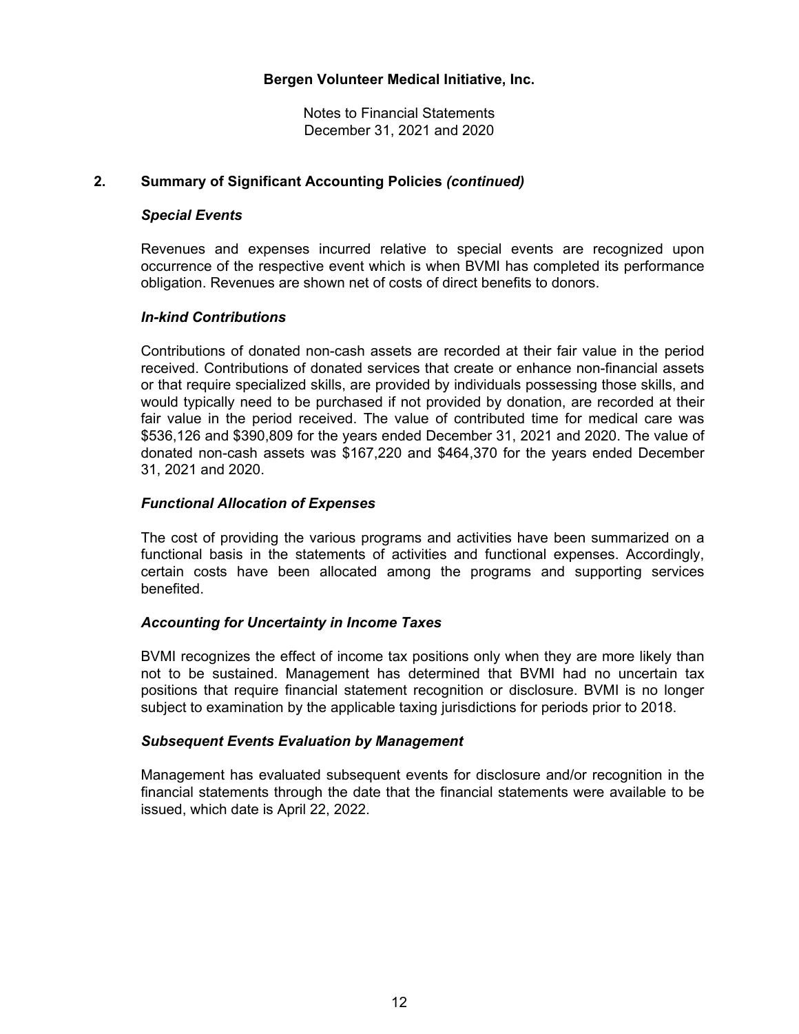**Bergen Volunteer Medical Initiative, Inc.**

Notes to Financial Statements
December 31, 2021 and 2020

## 2. Summary of Significant Accounting Policies *(continued)*

### *Special Events*

Revenues and expenses incurred relative to special events are recognized upon occurrence of the respective event which is when BVMI has completed its performance obligation. Revenues are shown net of costs of direct benefits to donors.

### *In-kind Contributions*

Contributions of donated non-cash assets are recorded at their fair value in the period received. Contributions of donated services that create or enhance non-financial assets or that require specialized skills, are provided by individuals possessing those skills, and would typically need to be purchased if not provided by donation, are recorded at their fair value in the period received. The value of contributed time for medical care was $536,126 and $390,809 for the years ended December 31, 2021 and 2020. The value of donated non-cash assets was $167,220 and $464,370 for the years ended December 31, 2021 and 2020.

### *Functional Allocation of Expenses*

The cost of providing the various programs and activities have been summarized on a functional basis in the statements of activities and functional expenses. Accordingly, certain costs have been allocated among the programs and supporting services benefited.

### *Accounting for Uncertainty in Income Taxes*

BVMI recognizes the effect of income tax positions only when they are more likely than not to be sustained. Management has determined that BVMI had no uncertain tax positions that require financial statement recognition or disclosure. BVMI is no longer subject to examination by the applicable taxing jurisdictions for periods prior to 2018.

### *Subsequent Events Evaluation by Management*

Management has evaluated subsequent events for disclosure and/or recognition in the financial statements through the date that the financial statements were available to be issued, which date is April 22, 2022.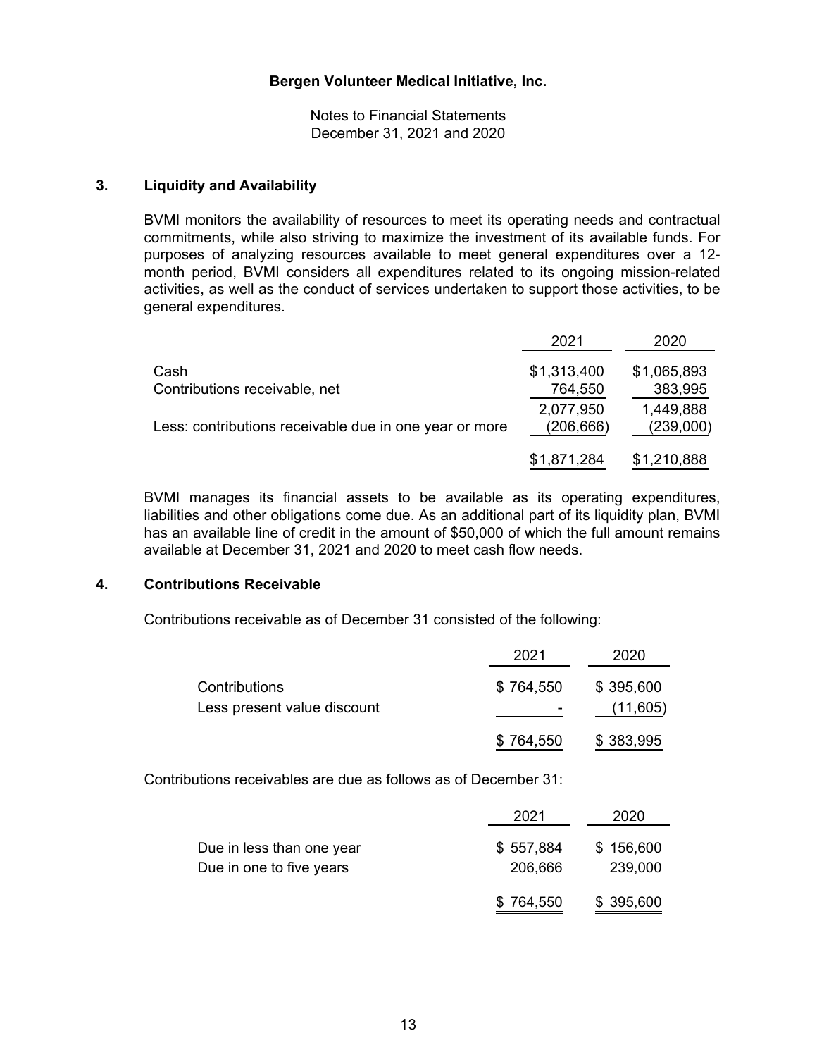**Bergen Volunteer Medical Initiative, Inc.**

Notes to Financial Statements
December 31, 2021 and 2020

## 3. Liquidity and Availability

BVMI monitors the availability of resources to meet its operating needs and contractual commitments, while also striving to maximize the investment of its available funds. For purposes of analyzing resources available to meet general expenditures over a 12-month period, BVMI considers all expenditures related to its ongoing mission-related activities, as well as the conduct of services undertaken to support those activities, to be general expenditures.

| | 2021 | 2020 |
|---|---|---|
| Cash | $1,313,400 | $1,065,893 |
| Contributions receivable, net | 764,550 | 383,995 |
| | 2,077,950 | 1,449,888 |
| Less: contributions receivable due in one year or more | (206,666) | (239,000) |
| | $1,871,284 | $1,210,888 |

BVMI manages its financial assets to be available as its operating expenditures, liabilities and other obligations come due. As an additional part of its liquidity plan, BVMI has an available line of credit in the amount of $50,000 of which the full amount remains available at December 31, 2021 and 2020 to meet cash flow needs.

## 4. Contributions Receivable

Contributions receivable as of December 31 consisted of the following:

| | 2021 | 2020 |
|---|---|---|
| Contributions | $ 764,550 | $ 395,600 |
| Less present value discount | - | (11,605) |
| | $ 764,550 | $ 383,995 |

Contributions receivables are due as follows as of December 31:

| | 2021 | 2020 |
|---|---|---|
| Due in less than one year | $ 557,884 | $ 156,600 |
| Due in one to five years | 206,666 | 239,000 |
| | $ 764,550 | $ 395,600 |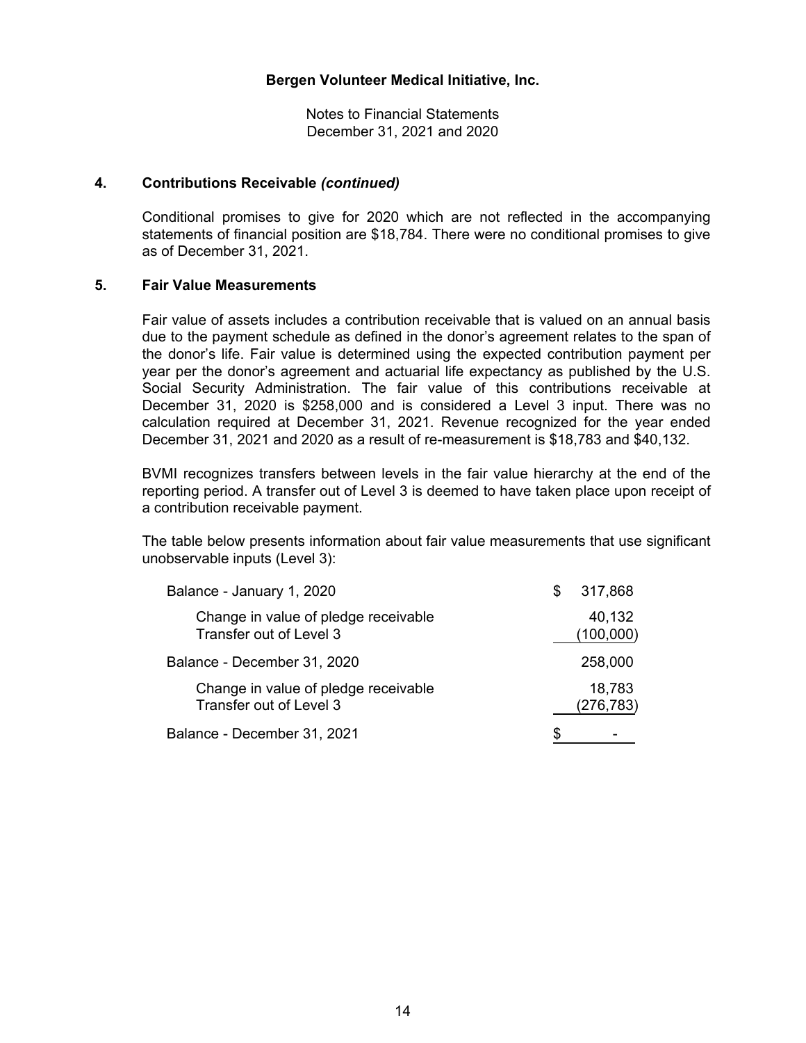### 4. Contributions Receivable *(continued)*

Conditional promises to give for 2020 which are not reflected in the accompanying statements of financial position are $18,784. There were no conditional promises to give as of December 31, 2021.

### 5. Fair Value Measurements

Fair value of assets includes a contribution receivable that is valued on an annual basis due to the payment schedule as defined in the donor's agreement relates to the span of the donor's life. Fair value is determined using the expected contribution payment per year per the donor's agreement and actuarial life expectancy as published by the U.S. Social Security Administration. The fair value of this contributions receivable at December 31, 2020 is $258,000 and is considered a Level 3 input. There was no calculation required at December 31, 2021. Revenue recognized for the year ended December 31, 2021 and 2020 as a result of re-measurement is $18,783 and $40,132.

BVMI recognizes transfers between levels in the fair value hierarchy at the end of the reporting period. A transfer out of Level 3 is deemed to have taken place upon receipt of a contribution receivable payment.

The table below presents information about fair value measurements that use significant unobservable inputs (Level 3):

| | |
|---|---|
| Balance - January 1, 2020 | $ 317,868 |
| Change in value of pledge receivable | 40,132 |
| Transfer out of Level 3 | (100,000) |
| Balance - December 31, 2020 | 258,000 |
| Change in value of pledge receivable | 18,783 |
| Transfer out of Level 3 | (276,783) |
| Balance - December 31, 2021 | $ - |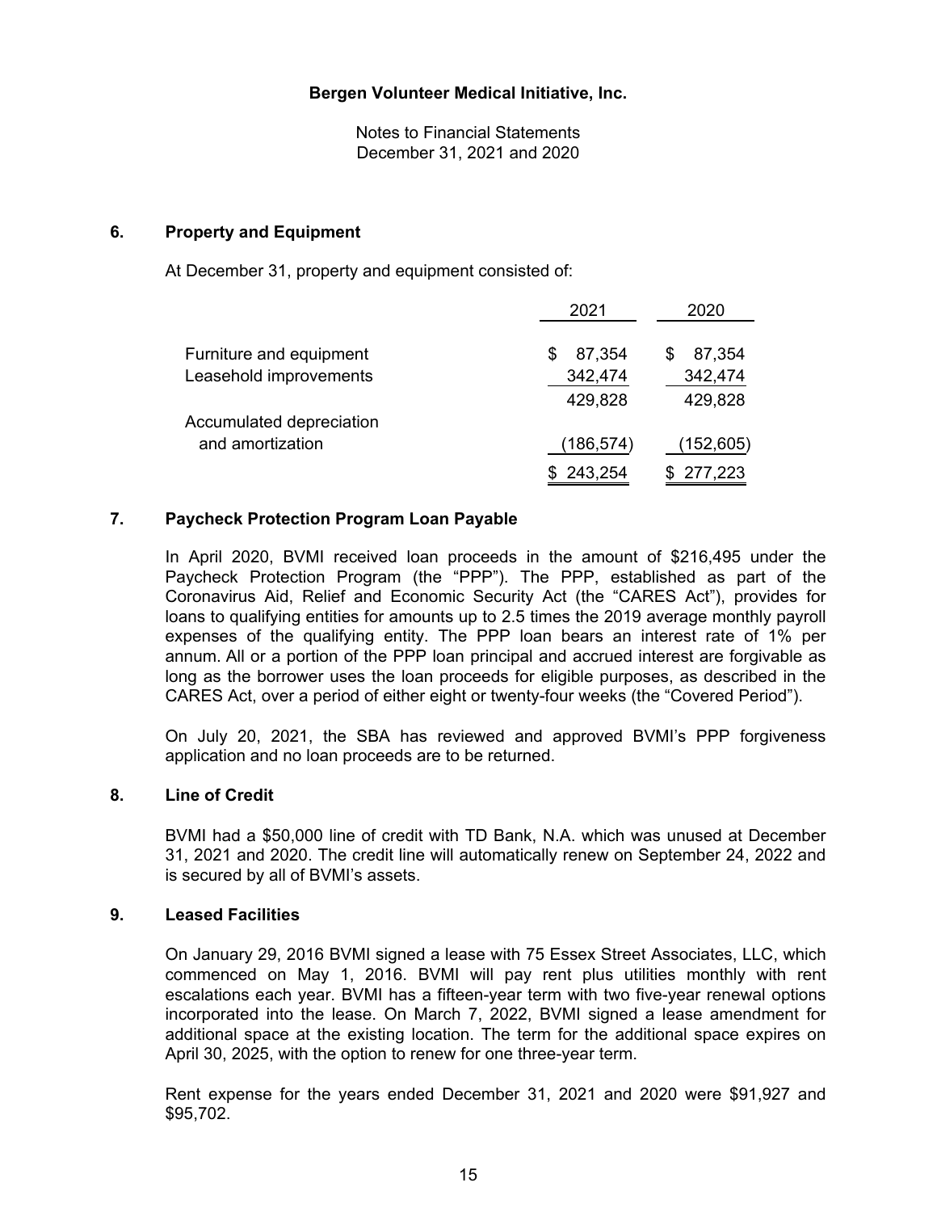**Bergen Volunteer Medical Initiative, Inc.**

Notes to Financial Statements
December 31, 2021 and 2020

## 6. Property and Equipment

At December 31, property and equipment consisted of:

| | 2021 | 2020 |
|---|---|---|
| Furniture and equipment | $ 87,354 | $ 87,354 |
| Leasehold improvements | 342,474 | 342,474 |
| | 429,828 | 429,828 |
| Accumulated depreciation and amortization | (186,574) | (152,605) |
| | $ 243,254 | $ 277,223 |

## 7. Paycheck Protection Program Loan Payable

In April 2020, BVMI received loan proceeds in the amount of $216,495 under the Paycheck Protection Program (the "PPP"). The PPP, established as part of the Coronavirus Aid, Relief and Economic Security Act (the "CARES Act"), provides for loans to qualifying entities for amounts up to 2.5 times the 2019 average monthly payroll expenses of the qualifying entity. The PPP loan bears an interest rate of 1% per annum. All or a portion of the PPP loan principal and accrued interest are forgivable as long as the borrower uses the loan proceeds for eligible purposes, as described in the CARES Act, over a period of either eight or twenty-four weeks (the "Covered Period").

On July 20, 2021, the SBA has reviewed and approved BVMI's PPP forgiveness application and no loan proceeds are to be returned.

## 8. Line of Credit

BVMI had a $50,000 line of credit with TD Bank, N.A. which was unused at December 31, 2021 and 2020. The credit line will automatically renew on September 24, 2022 and is secured by all of BVMI's assets.

## 9. Leased Facilities

On January 29, 2016 BVMI signed a lease with 75 Essex Street Associates, LLC, which commenced on May 1, 2016. BVMI will pay rent plus utilities monthly with rent escalations each year. BVMI has a fifteen-year term with two five-year renewal options incorporated into the lease. On March 7, 2022, BVMI signed a lease amendment for additional space at the existing location. The term for the additional space expires on April 30, 2025, with the option to renew for one three-year term.

Rent expense for the years ended December 31, 2021 and 2020 were $91,927 and $95,702.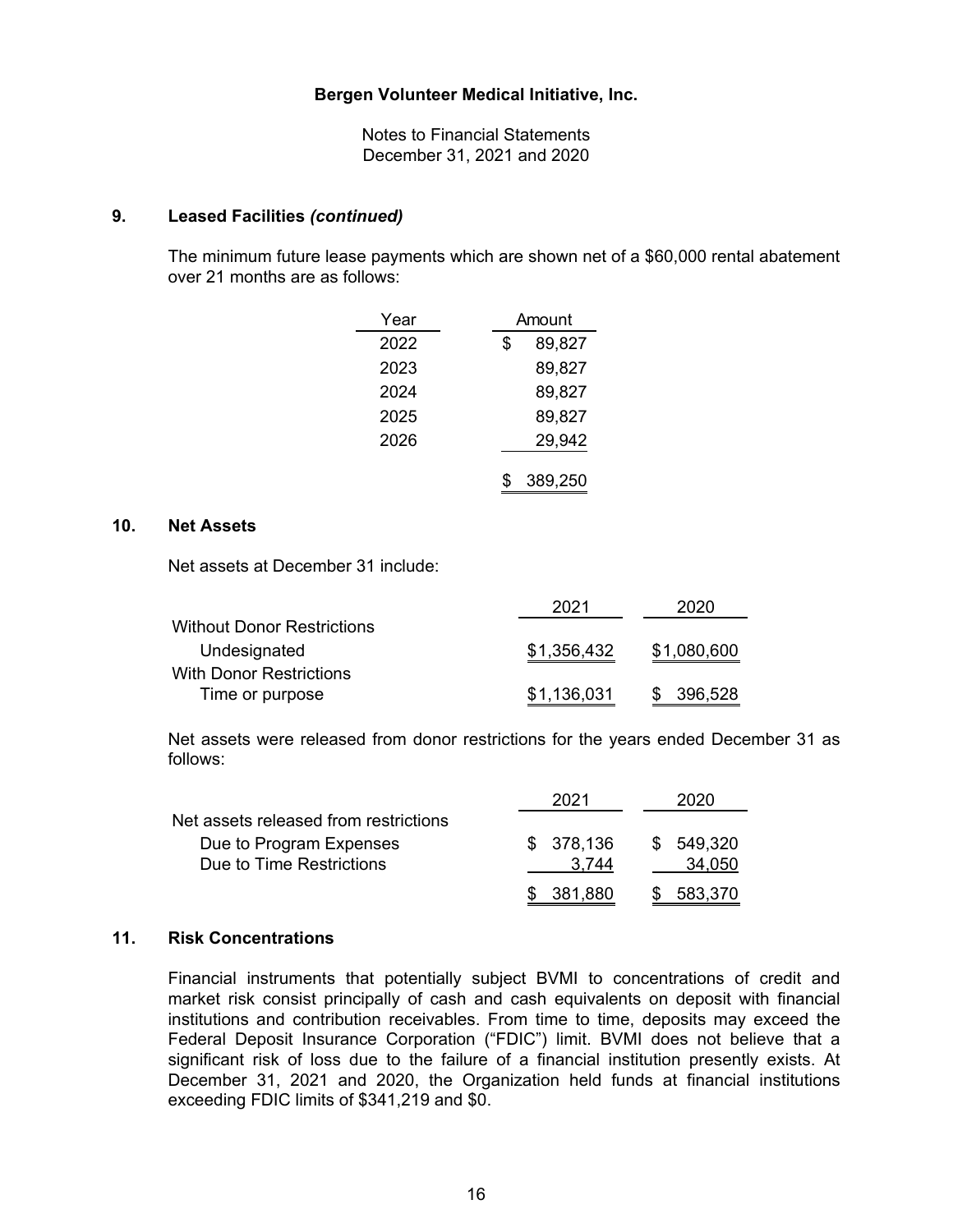## 9. Leased Facilities *(continued)*

The minimum future lease payments which are shown net of a $60,000 rental abatement over 21 months are as follows:

| Year | Amount |
|---|---|
| 2022 | $ 89,827 |
| 2023 | 89,827 |
| 2024 | 89,827 |
| 2025 | 89,827 |
| 2026 | 29,942 |
| | $ 389,250 |

## 10. Net Assets

Net assets at December 31 include:

| | 2021 | 2020 |
|---|---|---|
| Without Donor Restrictions | | |
| Undesignated | $1,356,432 | $1,080,600 |
| With Donor Restrictions | | |
| Time or purpose | $1,136,031 | $ 396,528 |

Net assets were released from donor restrictions for the years ended December 31 as follows:

| | 2021 | 2020 |
|---|---|---|
| Net assets released from restrictions | | |
| Due to Program Expenses | $ 378,136 | $ 549,320 |
| Due to Time Restrictions | 3,744 | 34,050 |
| | $ 381,880 | $ 583,370 |

## 11. Risk Concentrations

Financial instruments that potentially subject BVMI to concentrations of credit and market risk consist principally of cash and cash equivalents on deposit with financial institutions and contribution receivables. From time to time, deposits may exceed the Federal Deposit Insurance Corporation ("FDIC") limit. BVMI does not believe that a significant risk of loss due to the failure of a financial institution presently exists. At December 31, 2021 and 2020, the Organization held funds at financial institutions exceeding FDIC limits of $341,219 and $0.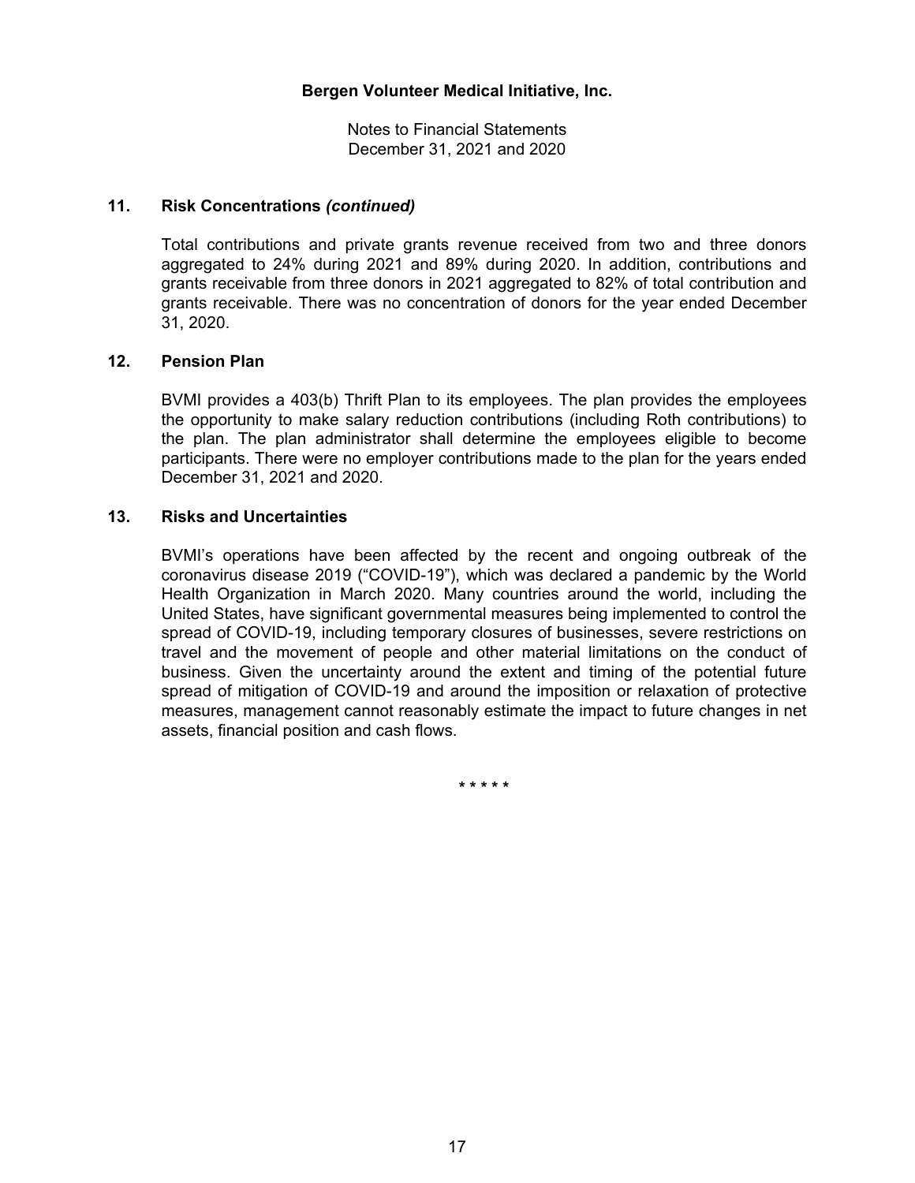## 11. Risk Concentrations *(continued)*

Total contributions and private grants revenue received from two and three donors aggregated to 24% during 2021 and 89% during 2020. In addition, contributions and grants receivable from three donors in 2021 aggregated to 82% of total contribution and grants receivable. There was no concentration of donors for the year ended December 31, 2020.

## 12. Pension Plan

BVMI provides a 403(b) Thrift Plan to its employees. The plan provides the employees the opportunity to make salary reduction contributions (including Roth contributions) to the plan. The plan administrator shall determine the employees eligible to become participants. There were no employer contributions made to the plan for the years ended December 31, 2021 and 2020.

## 13. Risks and Uncertainties

BVMI's operations have been affected by the recent and ongoing outbreak of the coronavirus disease 2019 ("COVID-19"), which was declared a pandemic by the World Health Organization in March 2020. Many countries around the world, including the United States, have significant governmental measures being implemented to control the spread of COVID-19, including temporary closures of businesses, severe restrictions on travel and the movement of people and other material limitations on the conduct of business. Given the uncertainty around the extent and timing of the potential future spread of mitigation of COVID-19 and around the imposition or relaxation of protective measures, management cannot reasonably estimate the impact to future changes in net assets, financial position and cash flows.

\* \* \* \* \*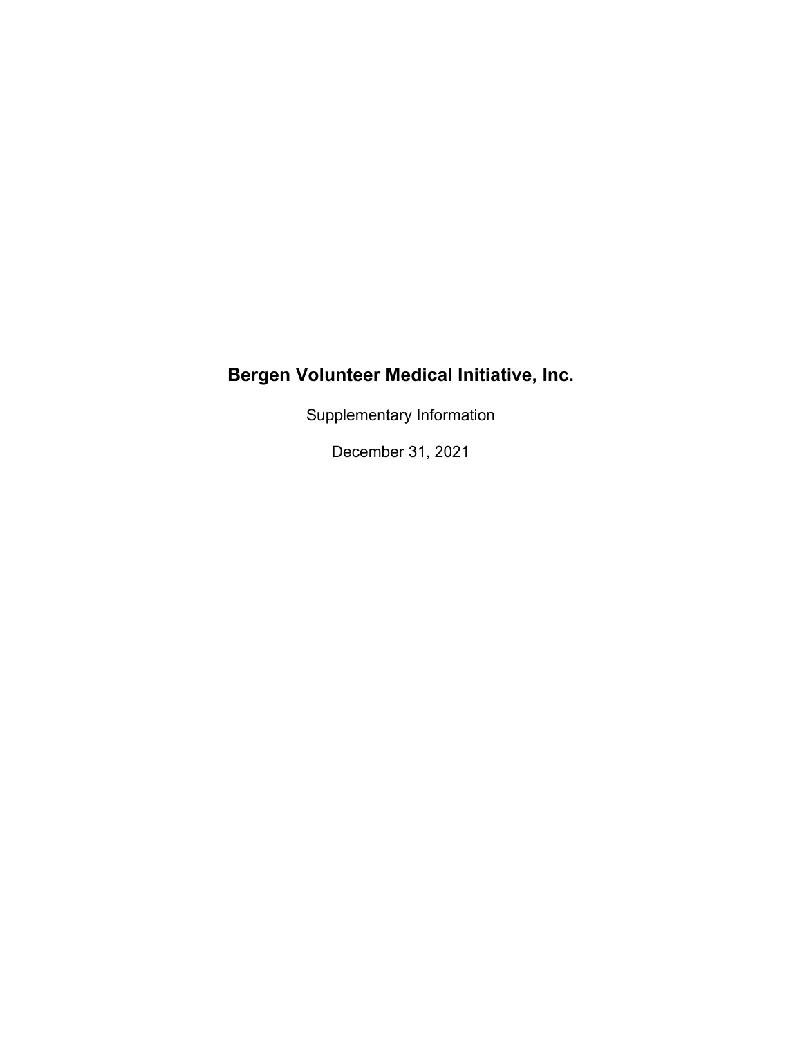# Bergen Volunteer Medical Initiative, Inc.

Supplementary Information

December 31, 2021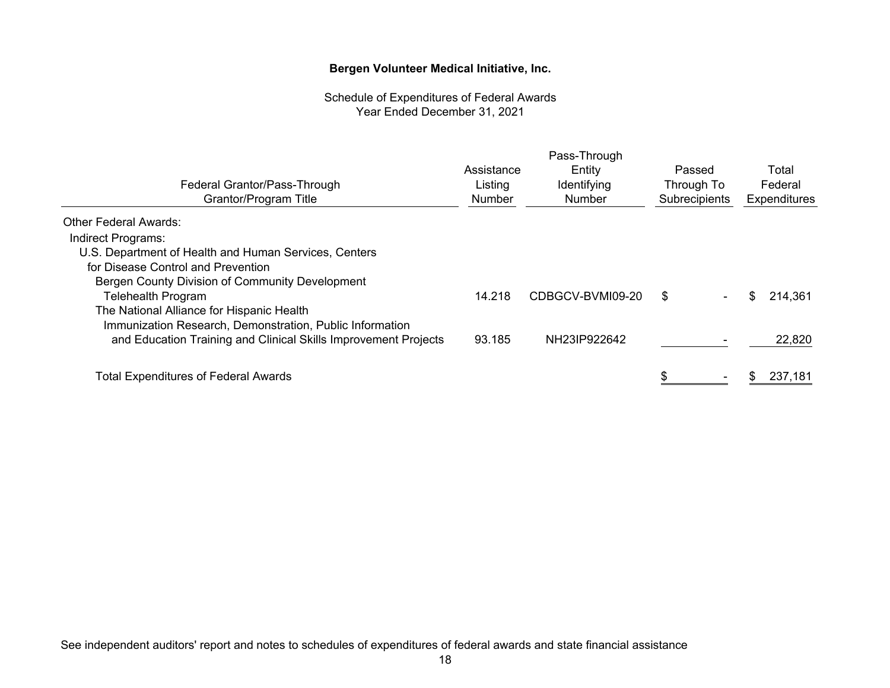**Bergen Volunteer Medical Initiative, Inc.**

Schedule of Expenditures of Federal Awards
Year Ended December 31, 2021

| Federal Grantor/Pass-Through Grantor/Program Title | Assistance Listing Number | Pass-Through Entity Identifying Number | Passed Through To Subrecipients | Total Federal Expenditures |
|---|---|---|---|---|
| Other Federal Awards: | | | | |
| Indirect Programs: | | | | |
| U.S. Department of Health and Human Services, Centers for Disease Control and Prevention | | | | |
| Bergen County Division of Community Development | | | | |
| Telehealth Program | 14.218 | CDBGCV-BVMI09-20 | $ - | $ 214,361 |
| The National Alliance for Hispanic Health | | | | |
| Immunization Research, Demonstration, Public Information and Education Training and Clinical Skills Improvement Projects | 93.185 | NH23IP922642 | - | 22,820 |
| Total Expenditures of Federal Awards | | | $ - | $ 237,181 |

See independent auditors' report and notes to schedules of expenditures of federal awards and state financial assistance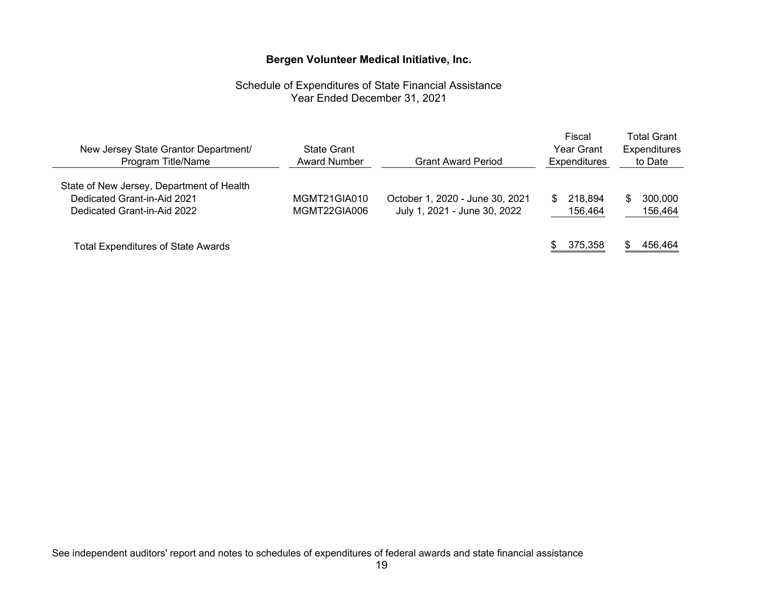# Bergen Volunteer Medical Initiative, Inc.

Schedule of Expenditures of State Financial Assistance
Year Ended December 31, 2021

| New Jersey State Grantor Department/ Program Title/Name | State Grant Award Number | Grant Award Period | Fiscal Year Grant Expenditures | Total Grant Expenditures to Date |
|---|---|---|---|---|
| State of New Jersey, Department of Health | | | | |
| Dedicated Grant-in-Aid 2021 | MGMT21GIA010 | October 1, 2020 - June 30, 2021 | $ 218,894 | $ 300,000 |
| Dedicated Grant-in-Aid 2022 | MGMT22GIA006 | July 1, 2021 - June 30, 2022 | 156,464 | 156,464 |
| Total Expenditures of State Awards | | | $ 375,358 | $ 456,464 |

See independent auditors' report and notes to schedules of expenditures of federal awards and state financial assistance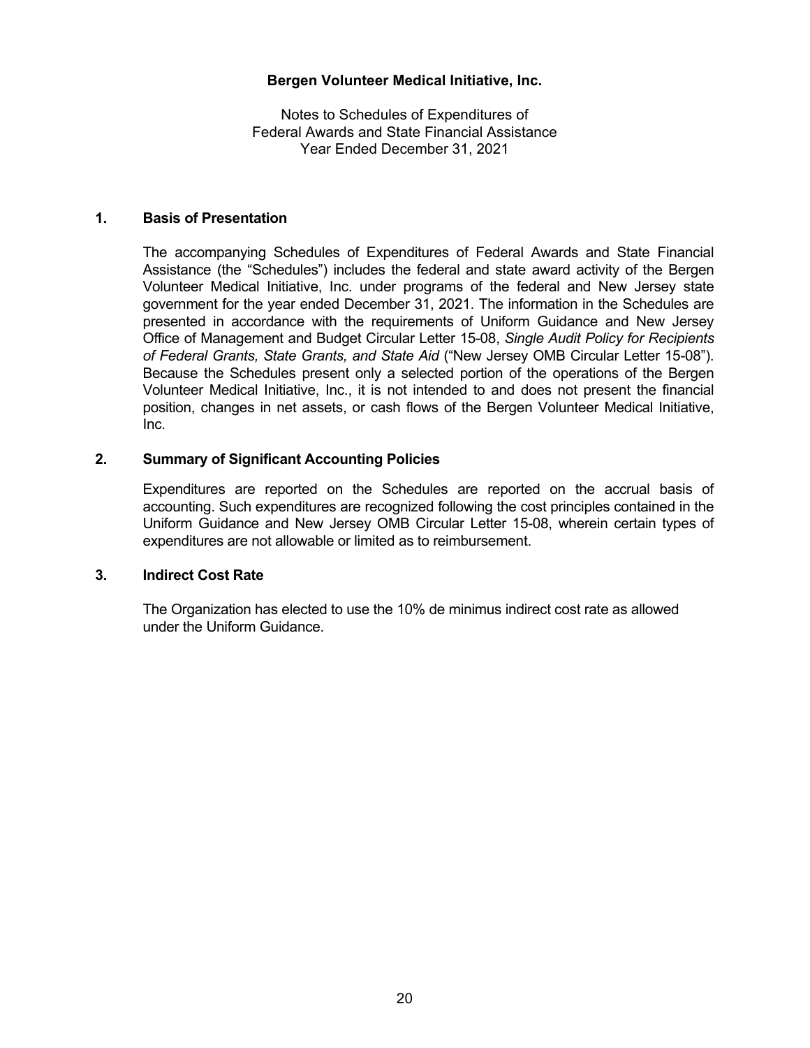**Bergen Volunteer Medical Initiative, Inc.**

Notes to Schedules of Expenditures of
Federal Awards and State Financial Assistance
Year Ended December 31, 2021

## 1. Basis of Presentation

The accompanying Schedules of Expenditures of Federal Awards and State Financial Assistance (the "Schedules") includes the federal and state award activity of the Bergen Volunteer Medical Initiative, Inc. under programs of the federal and New Jersey state government for the year ended December 31, 2021. The information in the Schedules are presented in accordance with the requirements of Uniform Guidance and New Jersey Office of Management and Budget Circular Letter 15-08, *Single Audit Policy for Recipients of Federal Grants, State Grants, and State Aid* ("New Jersey OMB Circular Letter 15-08"). Because the Schedules present only a selected portion of the operations of the Bergen Volunteer Medical Initiative, Inc., it is not intended to and does not present the financial position, changes in net assets, or cash flows of the Bergen Volunteer Medical Initiative, Inc.

## 2. Summary of Significant Accounting Policies

Expenditures are reported on the Schedules are reported on the accrual basis of accounting. Such expenditures are recognized following the cost principles contained in the Uniform Guidance and New Jersey OMB Circular Letter 15-08, wherein certain types of expenditures are not allowable or limited as to reimbursement.

## 3. Indirect Cost Rate

The Organization has elected to use the 10% de minimus indirect cost rate as allowed under the Uniform Guidance.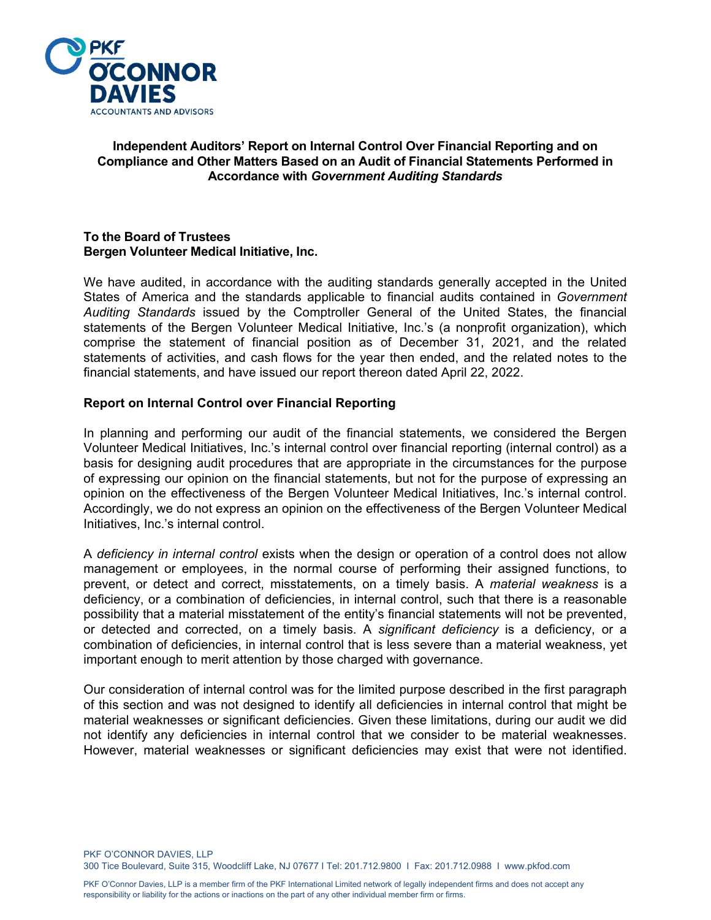# Independent Auditors' Report on Internal Control Over Financial Reporting and on Compliance and Other Matters Based on an Audit of Financial Statements Performed in Accordance with *Government Auditing Standards*

**To the Board of Trustees**
**Bergen Volunteer Medical Initiative, Inc.**

We have audited, in accordance with the auditing standards generally accepted in the United States of America and the standards applicable to financial audits contained in *Government Auditing Standards* issued by the Comptroller General of the United States, the financial statements of the Bergen Volunteer Medical Initiative, Inc.'s (a nonprofit organization), which comprise the statement of financial position as of December 31, 2021, and the related statements of activities, and cash flows for the year then ended, and the related notes to the financial statements, and have issued our report thereon dated April 22, 2022.

## Report on Internal Control over Financial Reporting

In planning and performing our audit of the financial statements, we considered the Bergen Volunteer Medical Initiatives, Inc.'s internal control over financial reporting (internal control) as a basis for designing audit procedures that are appropriate in the circumstances for the purpose of expressing our opinion on the financial statements, but not for the purpose of expressing an opinion on the effectiveness of the Bergen Volunteer Medical Initiatives, Inc.'s internal control. Accordingly, we do not express an opinion on the effectiveness of the Bergen Volunteer Medical Initiatives, Inc.'s internal control.

A *deficiency in internal control* exists when the design or operation of a control does not allow management or employees, in the normal course of performing their assigned functions, to prevent, or detect and correct, misstatements, on a timely basis. A *material weakness* is a deficiency, or a combination of deficiencies, in internal control, such that there is a reasonable possibility that a material misstatement of the entity's financial statements will not be prevented, or detected and corrected, on a timely basis. A *significant deficiency* is a deficiency, or a combination of deficiencies, in internal control that is less severe than a material weakness, yet important enough to merit attention by those charged with governance.

Our consideration of internal control was for the limited purpose described in the first paragraph of this section and was not designed to identify all deficiencies in internal control that might be material weaknesses or significant deficiencies. Given these limitations, during our audit we did not identify any deficiencies in internal control that we consider to be material weaknesses. However, material weaknesses or significant deficiencies may exist that were not identified.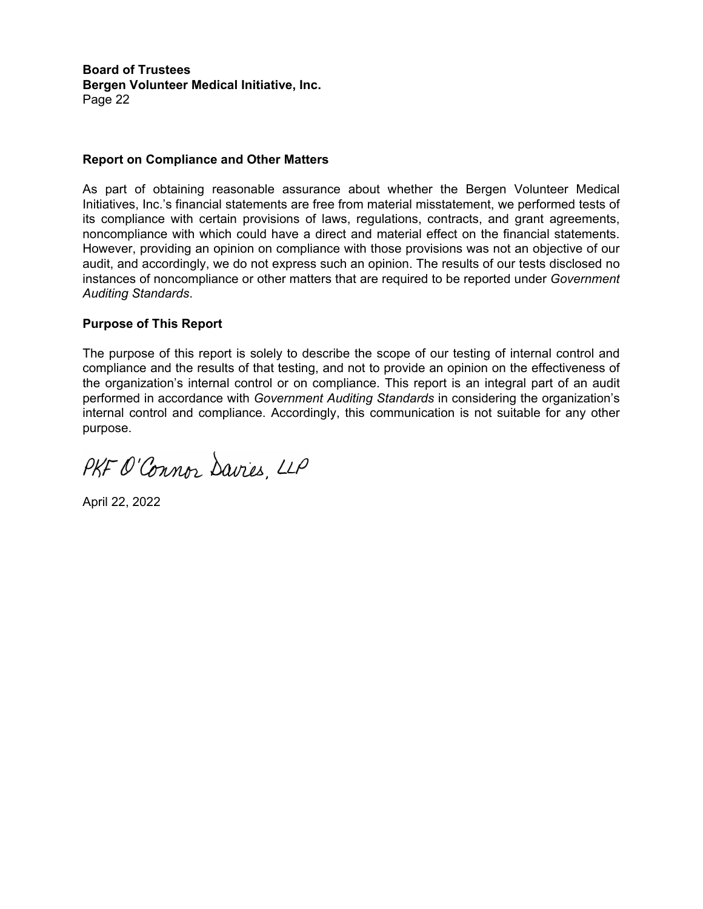**Board of Trustees**
**Bergen Volunteer Medical Initiative, Inc.**

## Report on Compliance and Other Matters

As part of obtaining reasonable assurance about whether the Bergen Volunteer Medical Initiatives, Inc.'s financial statements are free from material misstatement, we performed tests of its compliance with certain provisions of laws, regulations, contracts, and grant agreements, noncompliance with which could have a direct and material effect on the financial statements. However, providing an opinion on compliance with those provisions was not an objective of our audit, and accordingly, we do not express such an opinion. The results of our tests disclosed no instances of noncompliance or other matters that are required to be reported under *Government Auditing Standards*.

## Purpose of This Report

The purpose of this report is solely to describe the scope of our testing of internal control and compliance and the results of that testing, and not to provide an opinion on the effectiveness of the organization's internal control or on compliance. This report is an integral part of an audit performed in accordance with *Government Auditing Standards* in considering the organization's internal control and compliance. Accordingly, this communication is not suitable for any other purpose.

PKF O'Connor Davies, LLP

April 22, 2022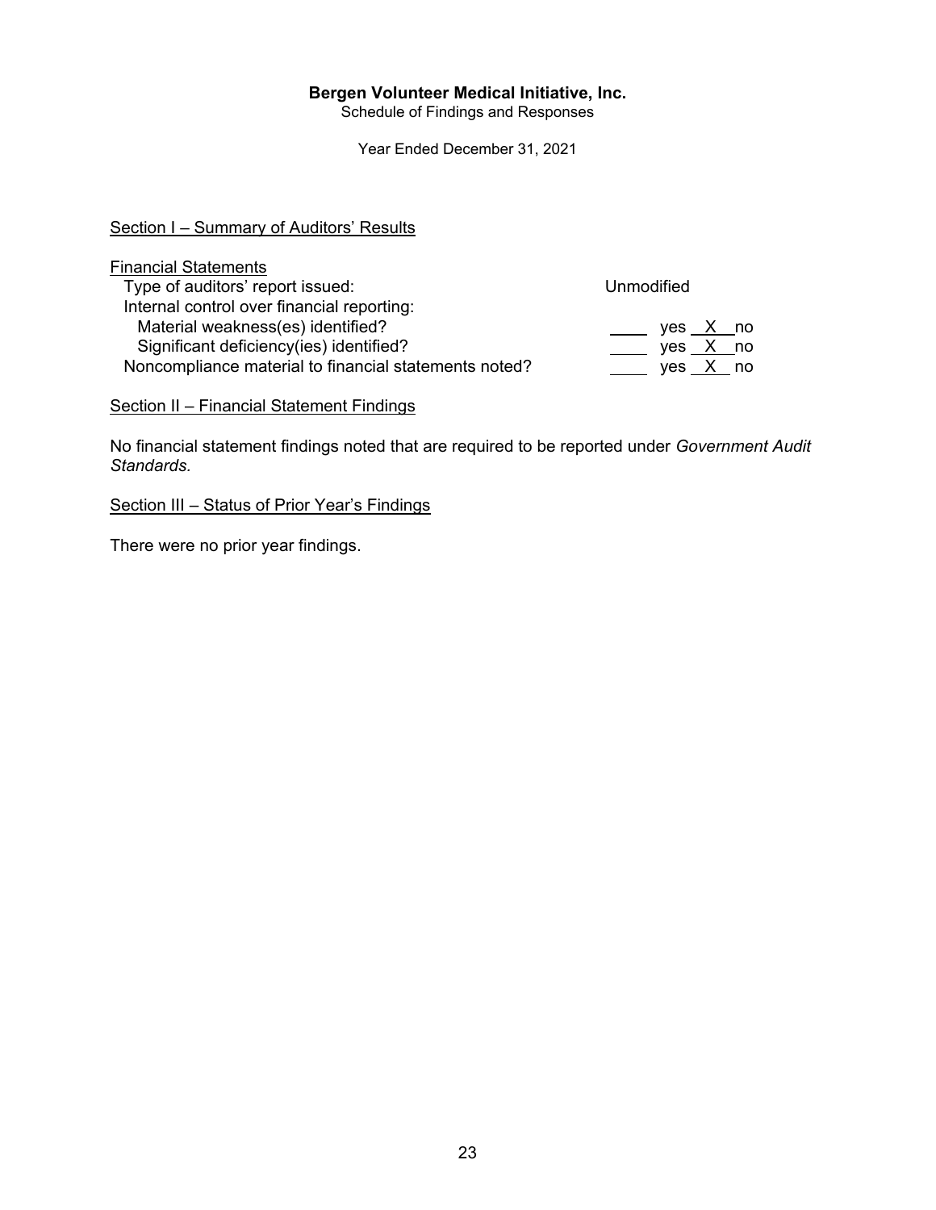**Bergen Volunteer Medical Initiative, Inc.**

Schedule of Findings and Responses

Year Ended December 31, 2021

Section I – Summary of Auditors' Results

Financial Statements

| | |
|---|---|
| Type of auditors' report issued: | Unmodified |
| Internal control over financial reporting: | |
| Material weakness(es) identified? | ____ yes _X_ no |
| Significant deficiency(ies) identified? | ____ yes _X_ no |
| Noncompliance material to financial statements noted? | ____ yes _X_ no |

Section II – Financial Statement Findings

No financial statement findings noted that are required to be reported under *Government Audit Standards.*

Section III – Status of Prior Year's Findings

There were no prior year findings.